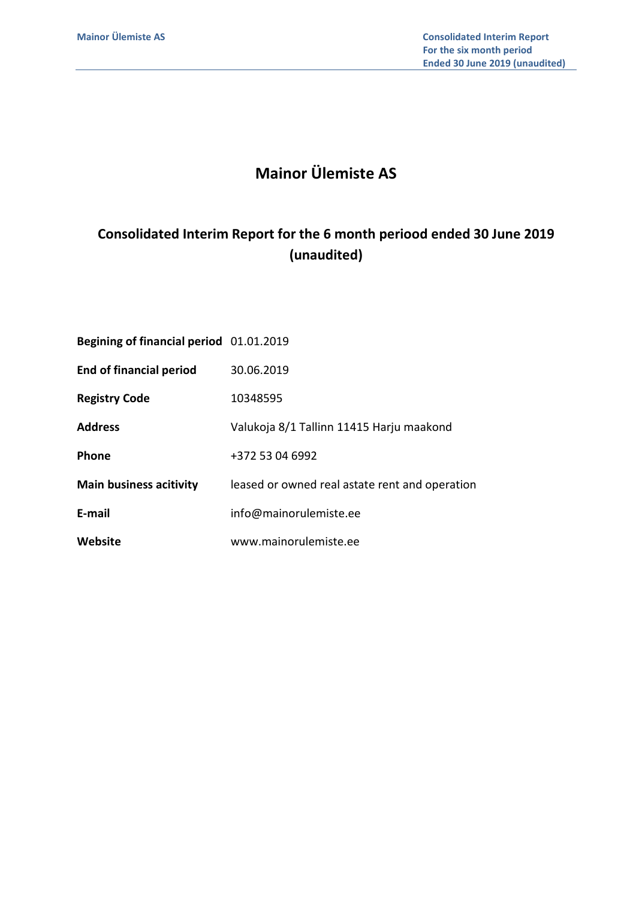# Mainor Ülemiste AS

## Consolidated Interim Report for the 6 month periood ended 30 June 2019 (unaudited)

| | |
|---|---|
| **Begining of financial period** | 01.01.2019 |
| **End of financial period** | 30.06.2019 |
| **Registry Code** | 10348595 |
| **Address** | Valukoja 8/1 Tallinn 11415 Harju maakond |
| **Phone** | +372 53 04 6992 |
| **Main business acitivity** | leased or owned real astate rent and operation |
| **E-mail** | info@mainorulemiste.ee |
| **Website** | www.mainorulemiste.ee |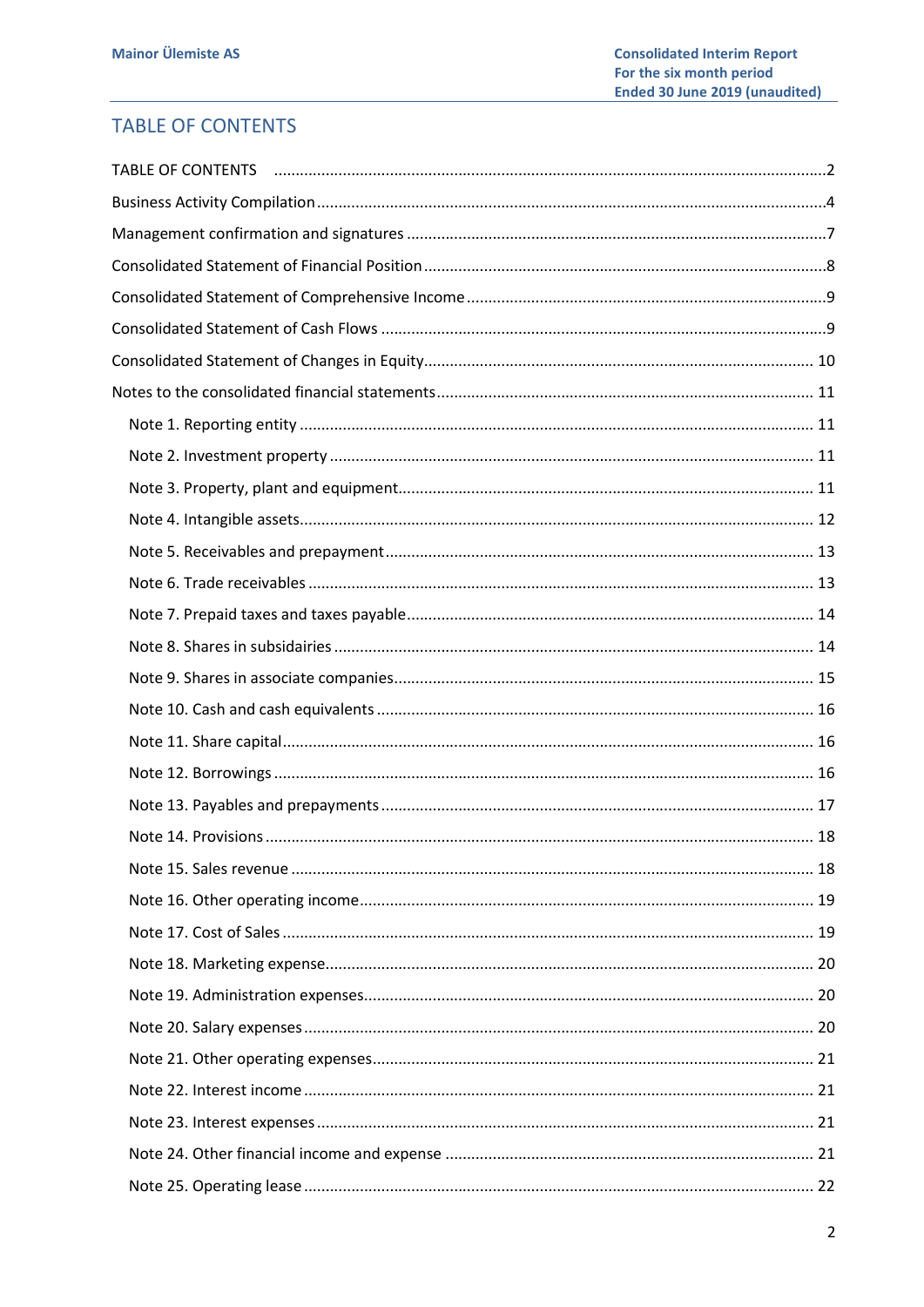# TABLE OF CONTENTS

TABLE OF CONTENTS ....................................................................................................2

Business Activity Compilation ....................................................................................................4

Management confirmation and signatures ....................................................................................................7

Consolidated Statement of Financial Position ....................................................................................................8

Consolidated Statement of Comprehensive Income ....................................................................................................9

Consolidated Statement of Cash Flows ....................................................................................................9

Consolidated Statement of Changes in Equity .................................................................................................... 10

Notes to the consolidated financial statements .................................................................................................... 11

- Note 1. Reporting entity .................................................................................................... 11
- Note 2. Investment property .................................................................................................... 11
- Note 3. Property, plant and equipment .................................................................................................... 11
- Note 4. Intangible assets .................................................................................................... 12
- Note 5. Receivables and prepayment .................................................................................................... 13
- Note 6. Trade receivables .................................................................................................... 13
- Note 7. Prepaid taxes and taxes payable .................................................................................................... 14
- Note 8. Shares in subsidairies .................................................................................................... 14
- Note 9. Shares in associate companies .................................................................................................... 15
- Note 10. Cash and cash equivalents .................................................................................................... 16
- Note 11. Share capital .................................................................................................... 16
- Note 12. Borrowings .................................................................................................... 16
- Note 13. Payables and prepayments .................................................................................................... 17
- Note 14. Provisions .................................................................................................... 18
- Note 15. Sales revenue .................................................................................................... 18
- Note 16. Other operating income .................................................................................................... 19
- Note 17. Cost of Sales .................................................................................................... 19
- Note 18. Marketing expense .................................................................................................... 20
- Note 19. Administration expenses .................................................................................................... 20
- Note 20. Salary expenses .................................................................................................... 20
- Note 21. Other operating expenses .................................................................................................... 21
- Note 22. Interest income .................................................................................................... 21
- Note 23. Interest expenses .................................................................................................... 21
- Note 24. Other financial income and expense .................................................................................................... 21
- Note 25. Operating lease .................................................................................................... 22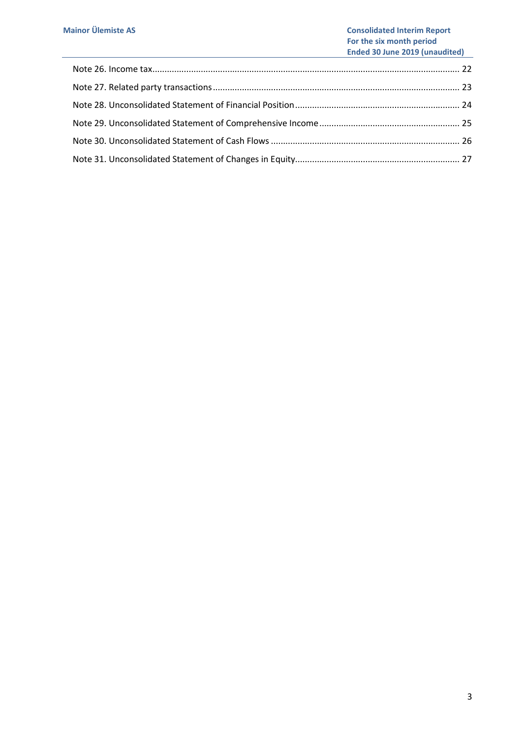Note 26. Income tax ... 22

Note 27. Related party transactions ... 23

Note 28. Unconsolidated Statement of Financial Position ... 24

Note 29. Unconsolidated Statement of Comprehensive Income ... 25

Note 30. Unconsolidated Statement of Cash Flows ... 26

Note 31. Unconsolidated Statement of Changes in Equity ... 27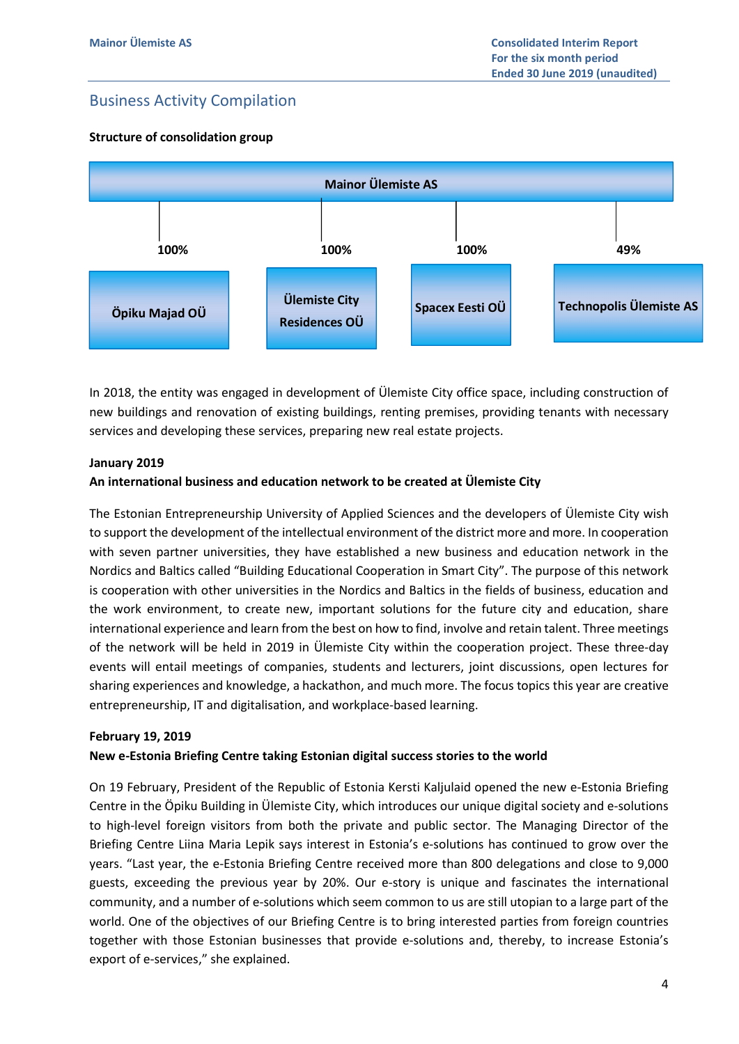## Business Activity Compilation

**Structure of consolidation group**

Mainor Ülemiste AS

| Subsidiary | Ownership |
| --- | --- |
| Öpiku Majad OÜ | 100% |
| Ülemiste City Residences OÜ | 100% |
| Spacex Eesti OÜ | 100% |
| Technopolis Ülemiste AS | 49% |

In 2018, the entity was engaged in development of Ülemiste City office space, including construction of new buildings and renovation of existing buildings, renting premises, providing tenants with necessary services and developing these services, preparing new real estate projects.

**January 2019**

**An international business and education network to be created at Ülemiste City**

The Estonian Entrepreneurship University of Applied Sciences and the developers of Ülemiste City wish to support the development of the intellectual environment of the district more and more. In cooperation with seven partner universities, they have established a new business and education network in the Nordics and Baltics called "Building Educational Cooperation in Smart City". The purpose of this network is cooperation with other universities in the Nordics and Baltics in the fields of business, education and the work environment, to create new, important solutions for the future city and education, share international experience and learn from the best on how to find, involve and retain talent. Three meetings of the network will be held in 2019 in Ülemiste City within the cooperation project. These three-day events will entail meetings of companies, students and lecturers, joint discussions, open lectures for sharing experiences and knowledge, a hackathon, and much more. The focus topics this year are creative entrepreneurship, IT and digitalisation, and workplace-based learning.

**February 19, 2019**

**New e-Estonia Briefing Centre taking Estonian digital success stories to the world**

On 19 February, President of the Republic of Estonia Kersti Kaljulaid opened the new e-Estonia Briefing Centre in the Öpiku Building in Ülemiste City, which introduces our unique digital society and e-solutions to high-level foreign visitors from both the private and public sector. The Managing Director of the Briefing Centre Liina Maria Lepik says interest in Estonia's e-solutions has continued to grow over the years. "Last year, the e-Estonia Briefing Centre received more than 800 delegations and close to 9,000 guests, exceeding the previous year by 20%. Our e-story is unique and fascinates the international community, and a number of e-solutions which seem common to us are still utopian to a large part of the world. One of the objectives of our Briefing Centre is to bring interested parties from foreign countries together with those Estonian businesses that provide e-solutions and, thereby, to increase Estonia's export of e-services," she explained.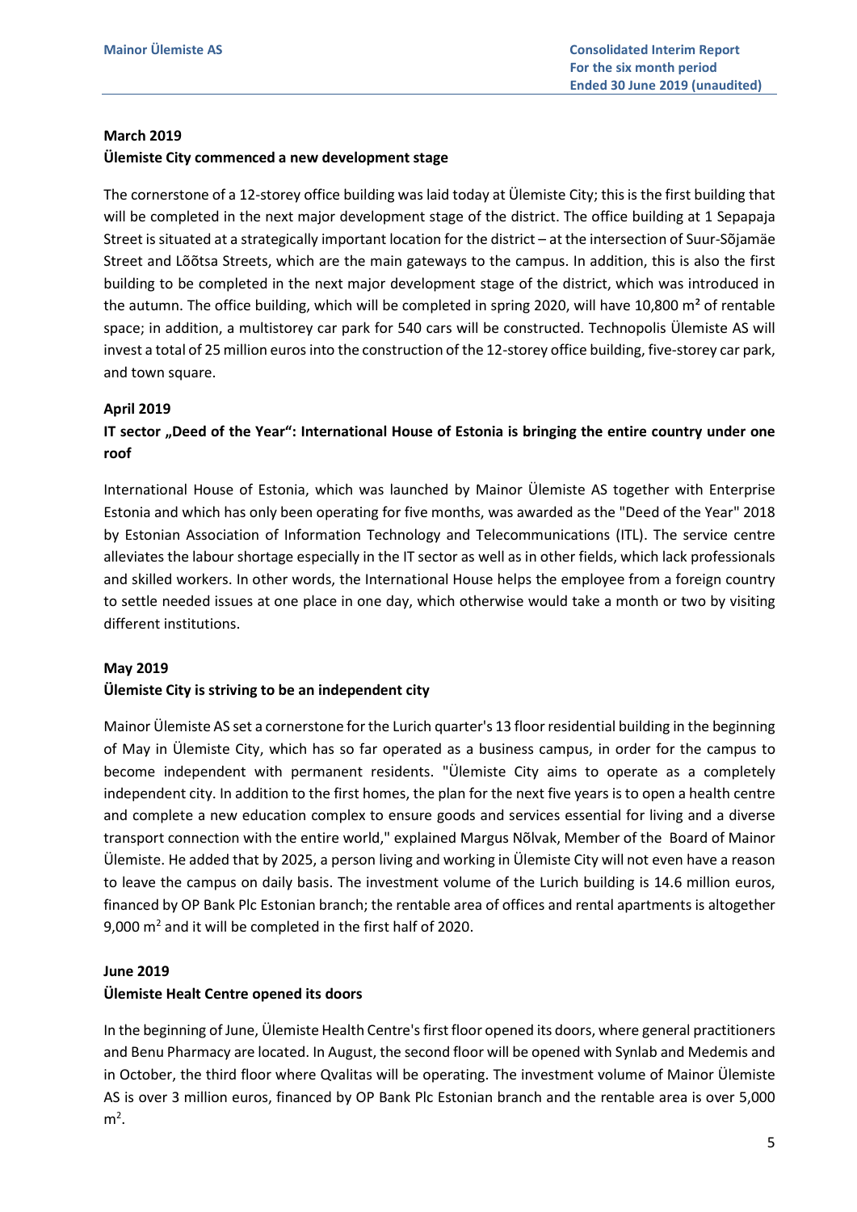**March 2019**

**Ülemiste City commenced a new development stage**

The cornerstone of a 12-storey office building was laid today at Ülemiste City; this is the first building that will be completed in the next major development stage of the district. The office building at 1 Sepapaja Street is situated at a strategically important location for the district – at the intersection of Suur-Sõjamäe Street and Lõõtsa Streets, which are the main gateways to the campus. In addition, this is also the first building to be completed in the next major development stage of the district, which was introduced in the autumn. The office building, which will be completed in spring 2020, will have 10,800 m² of rentable space; in addition, a multistorey car park for 540 cars will be constructed. Technopolis Ülemiste AS will invest a total of 25 million euros into the construction of the 12-storey office building, five-storey car park, and town square.

**April 2019**

**IT sector „Deed of the Year": International House of Estonia is bringing the entire country under one roof**

International House of Estonia, which was launched by Mainor Ülemiste AS together with Enterprise Estonia and which has only been operating for five months, was awarded as the "Deed of the Year" 2018 by Estonian Association of Information Technology and Telecommunications (ITL). The service centre alleviates the labour shortage especially in the IT sector as well as in other fields, which lack professionals and skilled workers. In other words, the International House helps the employee from a foreign country to settle needed issues at one place in one day, which otherwise would take a month or two by visiting different institutions.

**May 2019**

**Ülemiste City is striving to be an independent city**

Mainor Ülemiste AS set a cornerstone for the Lurich quarter's 13 floor residential building in the beginning of May in Ülemiste City, which has so far operated as a business campus, in order for the campus to become independent with permanent residents. "Ülemiste City aims to operate as a completely independent city. In addition to the first homes, the plan for the next five years is to open a health centre and complete a new education complex to ensure goods and services essential for living and a diverse transport connection with the entire world," explained Margus Nõlvak, Member of the Board of Mainor Ülemiste. He added that by 2025, a person living and working in Ülemiste City will not even have a reason to leave the campus on daily basis. The investment volume of the Lurich building is 14.6 million euros, financed by OP Bank Plc Estonian branch; the rentable area of offices and rental apartments is altogether 9,000 m$^2$ and it will be completed in the first half of 2020.

**June 2019**

**Ülemiste Healt Centre opened its doors**

In the beginning of June, Ülemiste Health Centre's first floor opened its doors, where general practitioners and Benu Pharmacy are located. In August, the second floor will be opened with Synlab and Medemis and in October, the third floor where Qvalitas will be operating. The investment volume of Mainor Ülemiste AS is over 3 million euros, financed by OP Bank Plc Estonian branch and the rentable area is over 5,000 m$^2$.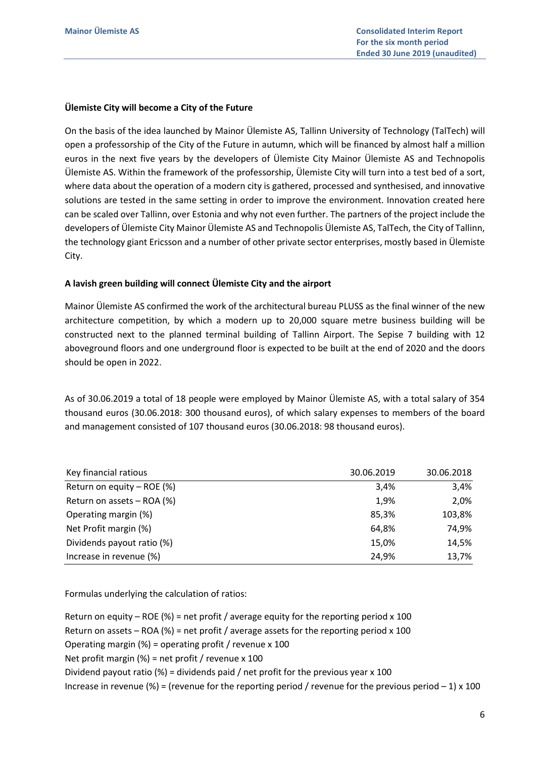### Ülemiste City will become a City of the Future

On the basis of the idea launched by Mainor Ülemiste AS, Tallinn University of Technology (TalTech) will open a professorship of the City of the Future in autumn, which will be financed by almost half a million euros in the next five years by the developers of Ülemiste City Mainor Ülemiste AS and Technopolis Ülemiste AS. Within the framework of the professorship, Ülemiste City will turn into a test bed of a sort, where data about the operation of a modern city is gathered, processed and synthesised, and innovative solutions are tested in the same setting in order to improve the environment. Innovation created here can be scaled over Tallinn, over Estonia and why not even further. The partners of the project include the developers of Ülemiste City Mainor Ülemiste AS and Technopolis Ülemiste AS, TalTech, the City of Tallinn, the technology giant Ericsson and a number of other private sector enterprises, mostly based in Ülemiste City.

### A lavish green building will connect Ülemiste City and the airport

Mainor Ülemiste AS confirmed the work of the architectural bureau PLUSS as the final winner of the new architecture competition, by which a modern up to 20,000 square metre business building will be constructed next to the planned terminal building of Tallinn Airport. The Sepise 7 building with 12 aboveground floors and one underground floor is expected to be built at the end of 2020 and the doors should be open in 2022.

As of 30.06.2019 a total of 18 people were employed by Mainor Ülemiste AS, with a total salary of 354 thousand euros (30.06.2018: 300 thousand euros), of which salary expenses to members of the board and management consisted of 107 thousand euros (30.06.2018: 98 thousand euros).

| Key financial ratious | 30.06.2019 | 30.06.2018 |
|---|---|---|
| Return on equity – ROE (%) | 3,4% | 3,4% |
| Return on assets – ROA (%) | 1,9% | 2,0% |
| Operating margin (%) | 85,3% | 103,8% |
| Net Profit margin (%) | 64,8% | 74,9% |
| Dividends payout ratio (%) | 15,0% | 14,5% |
| Increase in revenue (%) | 24,9% | 13,7% |

Formulas underlying the calculation of ratios:

Return on equity – ROE (%) = net profit / average equity for the reporting period x 100
Return on assets – ROA (%) = net profit / average assets for the reporting period x 100
Operating margin (%) = operating profit / revenue x 100
Net profit margin (%) = net profit / revenue x 100
Dividend payout ratio (%) = dividends paid / net profit for the previous year x 100
Increase in revenue (%) = (revenue for the reporting period / revenue for the previous period – 1) x 100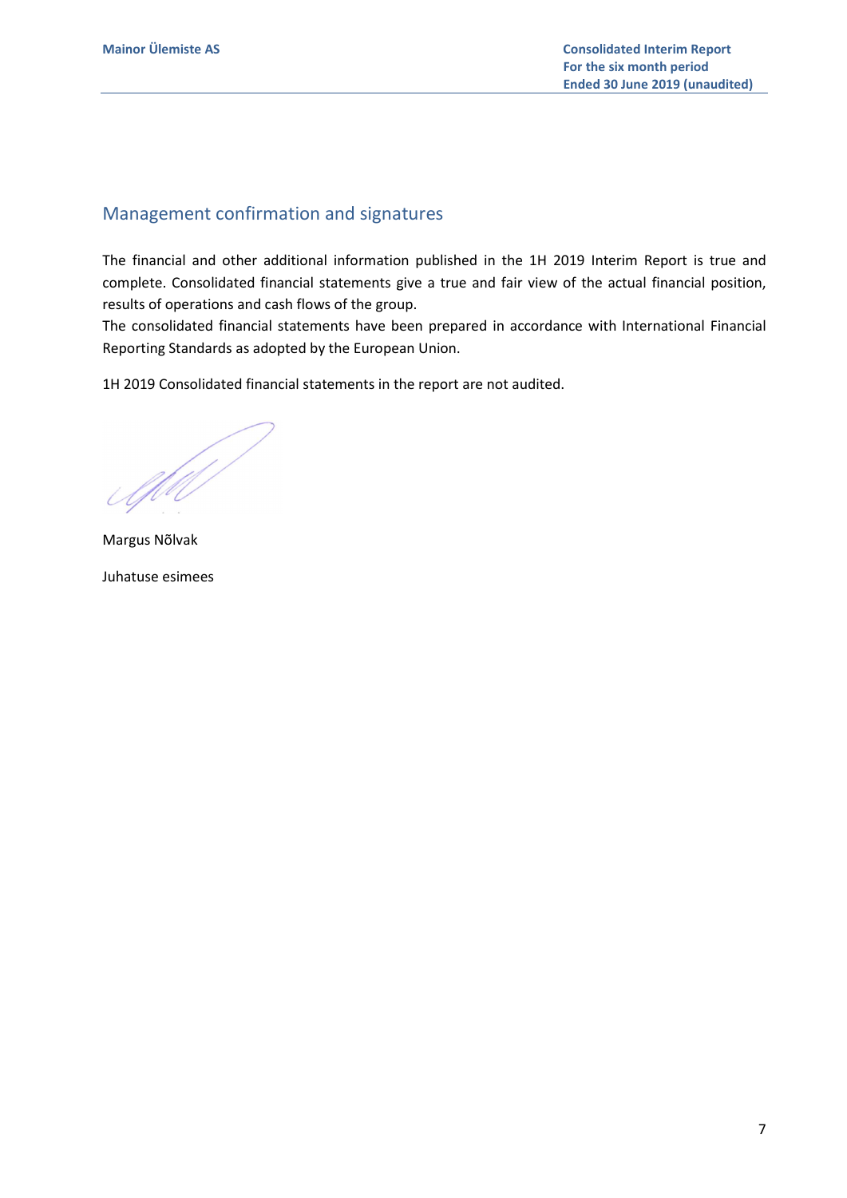## Management confirmation and signatures

The financial and other additional information published in the 1H 2019 Interim Report is true and complete. Consolidated financial statements give a true and fair view of the actual financial position, results of operations and cash flows of the group.
The consolidated financial statements have been prepared in accordance with International Financial Reporting Standards as adopted by the European Union.

1H 2019 Consolidated financial statements in the report are not audited.

Margus Nõlvak

Juhatuse esimees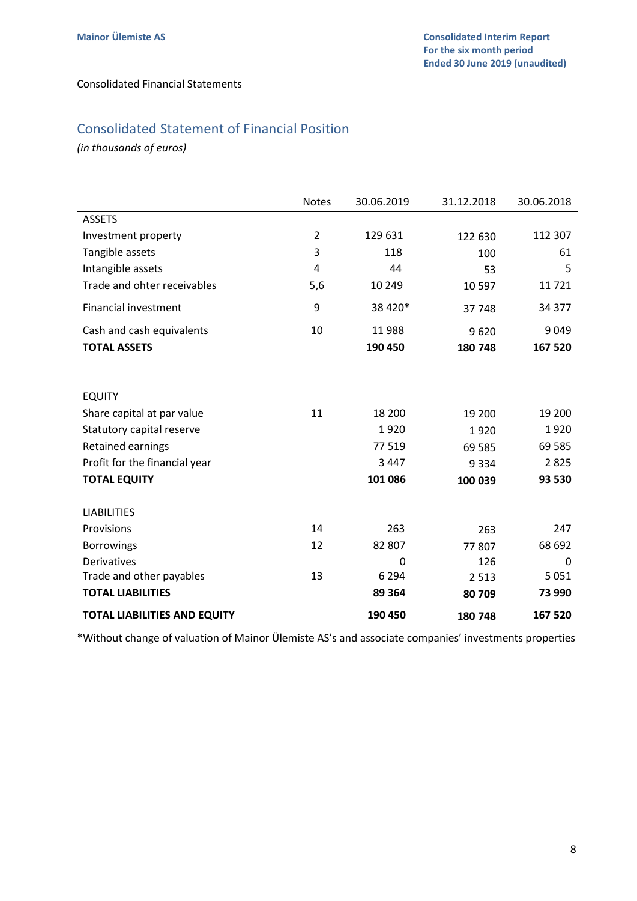Consolidated Financial Statements

## Consolidated Statement of Financial Position

*(in thousands of euros)*

| | Notes | 30.06.2019 | 31.12.2018 | 30.06.2018 |
|---|---|---|---|---|
| ASSETS | | | | |
| Investment property | 2 | 129 631 | 122 630 | 112 307 |
| Tangible assets | 3 | 118 | 100 | 61 |
| Intangible assets | 4 | 44 | 53 | 5 |
| Trade and ohter receivables | 5,6 | 10 249 | 10 597 | 11 721 |
| Financial investment | 9 | 38 420* | 37 748 | 34 377 |
| Cash and cash equivalents | 10 | 11 988 | 9 620 | 9 049 |
| **TOTAL ASSETS** | | **190 450** | **180 748** | **167 520** |
| | | | | |
| EQUITY | | | | |
| Share capital at par value | 11 | 18 200 | 19 200 | 19 200 |
| Statutory capital reserve | | 1 920 | 1 920 | 1 920 |
| Retained earnings | | 77 519 | 69 585 | 69 585 |
| Profit for the financial year | | 3 447 | 9 334 | 2 825 |
| **TOTAL EQUITY** | | **101 086** | **100 039** | **93 530** |
| | | | | |
| LIABILITIES | | | | |
| Provisions | 14 | 263 | 263 | 247 |
| Borrowings | 12 | 82 807 | 77 807 | 68 692 |
| Derivatives | | 0 | 126 | 0 |
| Trade and other payables | 13 | 6 294 | 2 513 | 5 051 |
| **TOTAL LIABILITIES** | | **89 364** | **80 709** | **73 990** |
| **TOTAL LIABILITIES AND EQUITY** | | **190 450** | **180 748** | **167 520** |

*Without change of valuation of Mainor Ülemiste AS's and associate companies' investments properties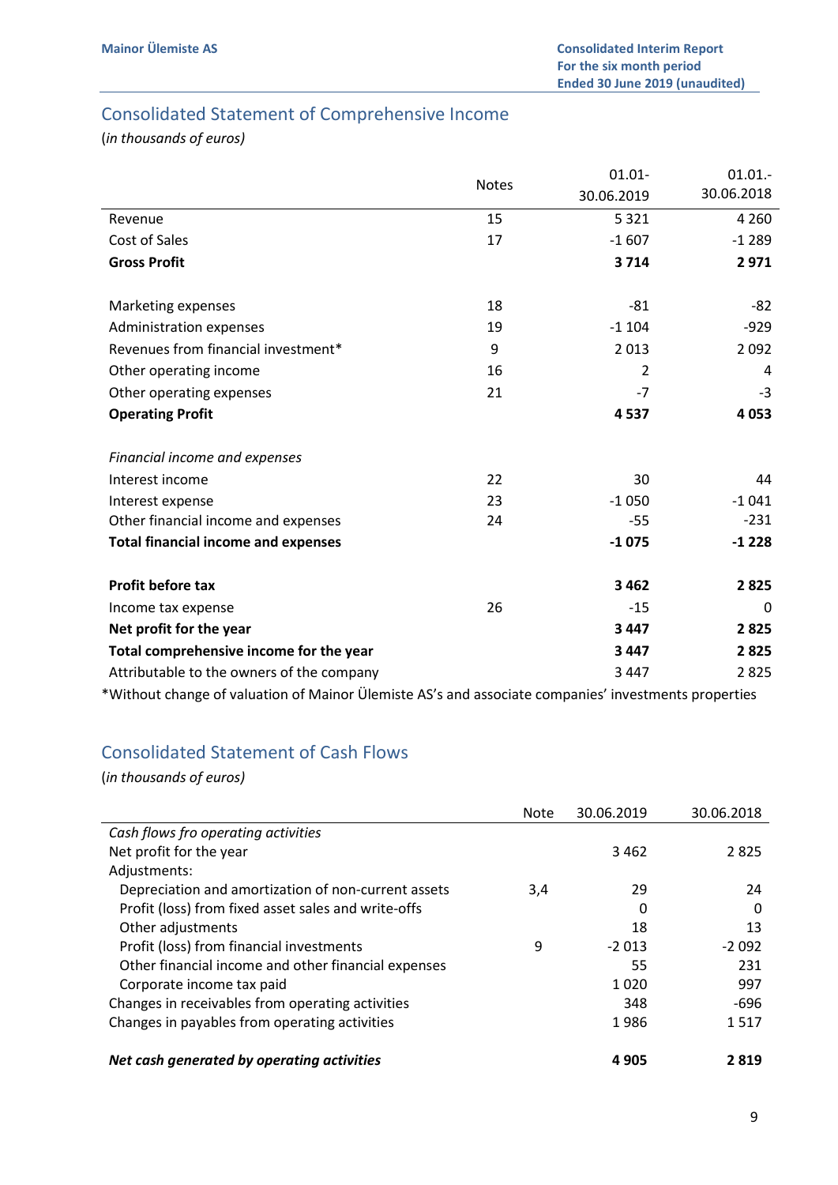## Consolidated Statement of Comprehensive Income

(*in thousands of euros*)

| | Notes | 01.01-30.06.2019 | 01.01.-30.06.2018 |
|---|---|---|---|
| Revenue | 15 | 5 321 | 4 260 |
| Cost of Sales | 17 | -1 607 | -1 289 |
| **Gross Profit** | | **3 714** | **2 971** |
| | | | |
| Marketing expenses | 18 | -81 | -82 |
| Administration expenses | 19 | -1 104 | -929 |
| Revenues from financial investment* | 9 | 2 013 | 2 092 |
| Other operating income | 16 | 2 | 4 |
| Other operating expenses | 21 | -7 | -3 |
| **Operating Profit** | | **4 537** | **4 053** |
| | | | |
| *Financial income and expenses* | | | |
| Interest income | 22 | 30 | 44 |
| Interest expense | 23 | -1 050 | -1 041 |
| Other financial income and expenses | 24 | -55 | -231 |
| **Total financial income and expenses** | | **-1 075** | **-1 228** |
| | | | |
| **Profit before tax** | | **3 462** | **2 825** |
| Income tax expense | 26 | -15 | 0 |
| **Net profit for the year** | | **3 447** | **2 825** |
| **Total comprehensive income for the year** | | **3 447** | **2 825** |
| Attributable to the owners of the company | | 3 447 | 2 825 |

*Without change of valuation of Mainor Ülemiste AS's and associate companies' investments properties

## Consolidated Statement of Cash Flows

(*in thousands of euros*)

| | Note | 30.06.2019 | 30.06.2018 |
|---|---|---|---|
| *Cash flows fro operating activities* | | | |
| Net profit for the year | | 3 462 | 2 825 |
| Adjustments: | | | |
| Depreciation and amortization of non-current assets | 3,4 | 29 | 24 |
| Profit (loss) from fixed asset sales and write-offs | | 0 | 0 |
| Other adjustments | | 18 | 13 |
| Profit (loss) from financial investments | 9 | -2 013 | -2 092 |
| Other financial income and other financial expenses | | 55 | 231 |
| Corporate income tax paid | | 1 020 | 997 |
| Changes in receivables from operating activities | | 348 | -696 |
| Changes in payables from operating activities | | 1 986 | 1 517 |
| | | | |
| ***Net cash generated by operating activities*** | | **4 905** | **2 819** |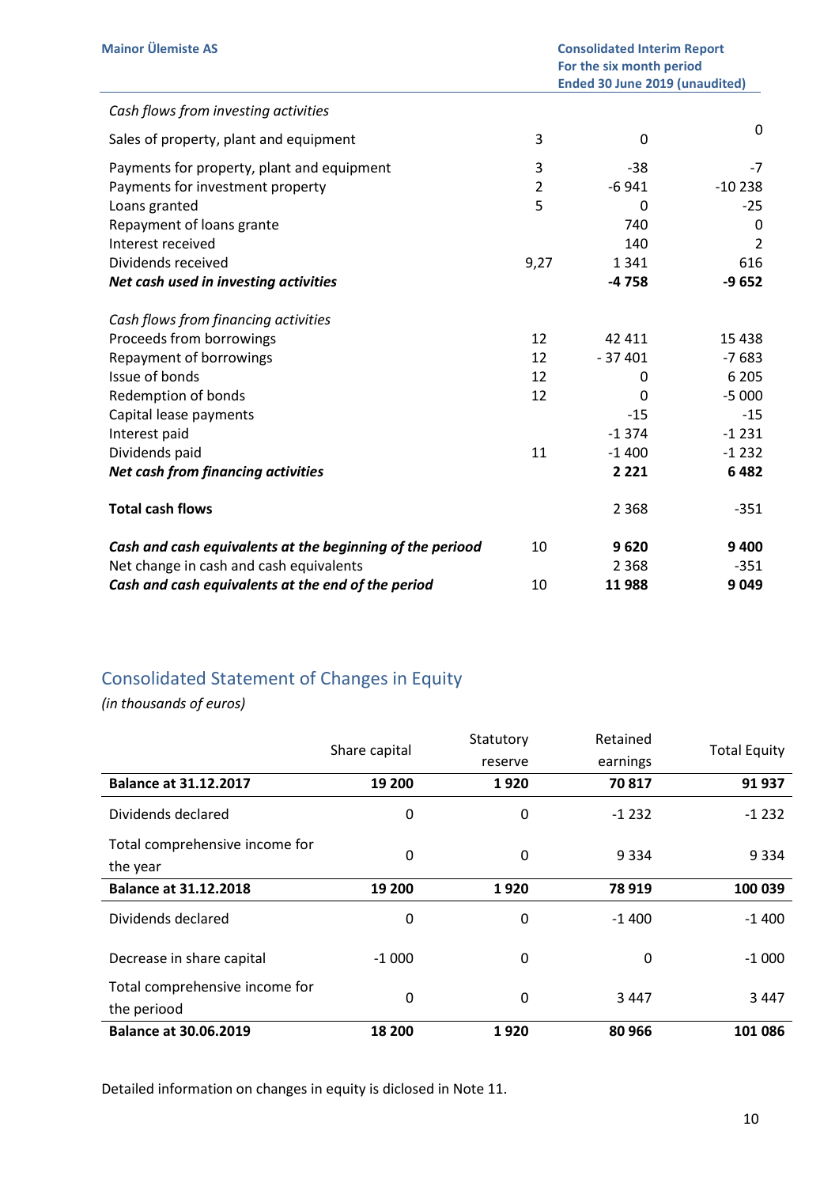| | | | |
|---|---|---|---|
| *Cash flows from investing activities* | | | |
| Sales of property, plant and equipment | 3 | 0 | 0 |
| Payments for property, plant and equipment | 3 | -38 | -7 |
| Payments for investment property | 2 | -6 941 | -10 238 |
| Loans granted | 5 | 0 | -25 |
| Repayment of loans grante | | 740 | 0 |
| Interest received | | 140 | 2 |
| Dividends received | 9,27 | 1 341 | 616 |
| ***Net cash used in investing activities*** | | **-4 758** | **-9 652** |
| *Cash flows from financing activities* | | | |
| Proceeds from borrowings | 12 | 42 411 | 15 438 |
| Repayment of borrowings | 12 | - 37 401 | -7 683 |
| Issue of bonds | 12 | 0 | 6 205 |
| Redemption of bonds | 12 | 0 | -5 000 |
| Capital lease payments | | -15 | -15 |
| Interest paid | | -1 374 | -1 231 |
| Dividends paid | 11 | -1 400 | -1 232 |
| ***Net cash from financing activities*** | | **2 221** | **6 482** |
| **Total cash flows** | | 2 368 | -351 |
| ***Cash and cash equivalents at the beginning of the periood*** | 10 | **9 620** | **9 400** |
| Net change in cash and cash equivalents | | 2 368 | -351 |
| ***Cash and cash equivalents at the end of the period*** | 10 | **11 988** | **9 049** |

## Consolidated Statement of Changes in Equity

*(in thousands of euros)*

| | Share capital | Statutory reserve | Retained earnings | Total Equity |
|---|---|---|---|---|
| **Balance at 31.12.2017** | **19 200** | **1 920** | **70 817** | **91 937** |
| Dividends declared | 0 | 0 | -1 232 | -1 232 |
| Total comprehensive income for the year | 0 | 0 | 9 334 | 9 334 |
| **Balance at 31.12.2018** | **19 200** | **1 920** | **78 919** | **100 039** |
| Dividends declared | 0 | 0 | -1 400 | -1 400 |
| Decrease in share capital | -1 000 | 0 | 0 | -1 000 |
| Total comprehensive income for the periood | 0 | 0 | 3 447 | 3 447 |
| **Balance at 30.06.2019** | **18 200** | **1 920** | **80 966** | **101 086** |

Detailed information on changes in equity is diclosed in Note 11.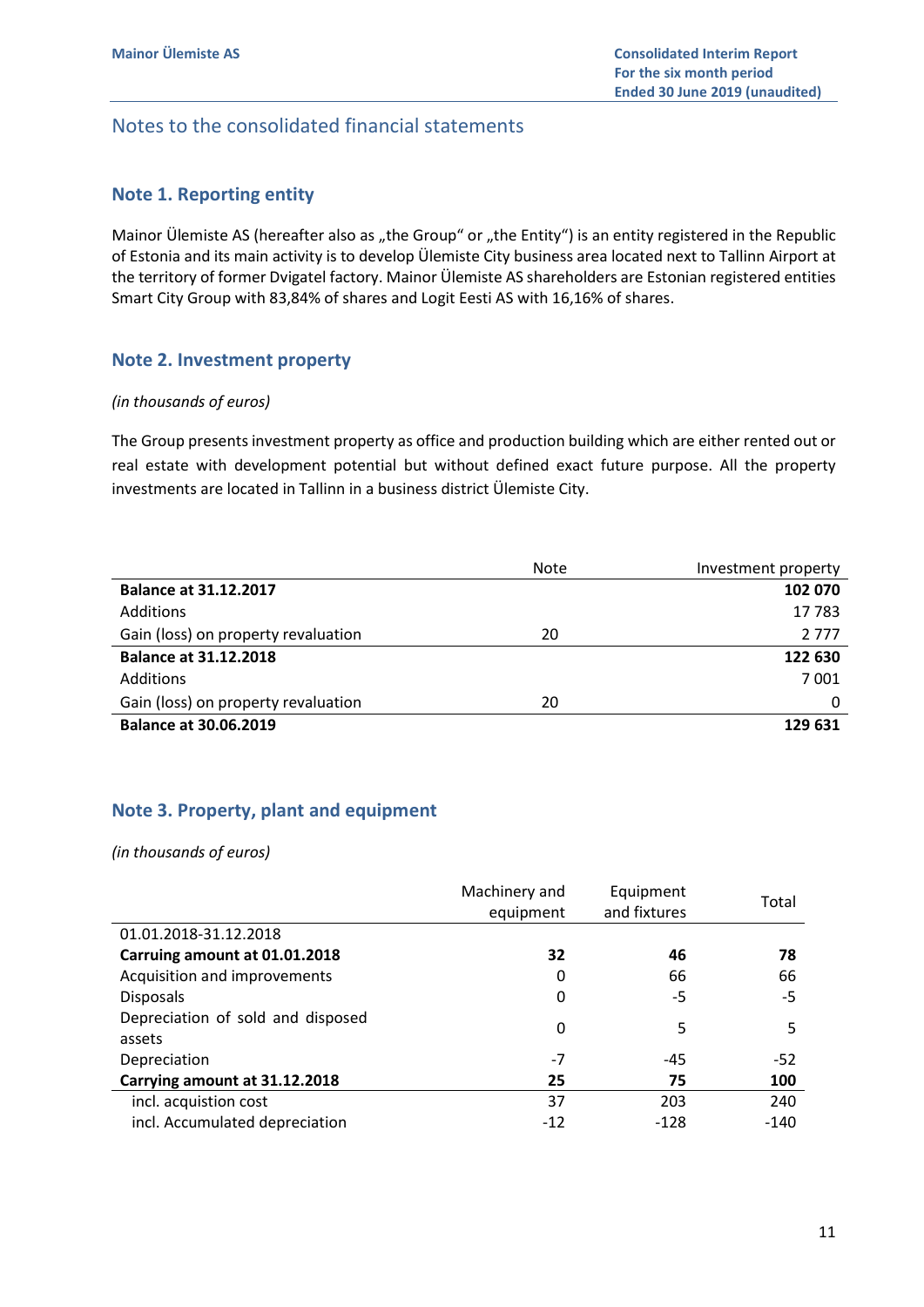# Notes to the consolidated financial statements

## Note 1. Reporting entity

Mainor Ülemiste AS (hereafter also as „the Group“ or „the Entity“) is an entity registered in the Republic of Estonia and its main activity is to develop Ülemiste City business area located next to Tallinn Airport at the territory of former Dvigatel factory. Mainor Ülemiste AS shareholders are Estonian registered entities Smart City Group with 83,84% of shares and Logit Eesti AS with 16,16% of shares.

## Note 2. Investment property

*(in thousands of euros)*

The Group presents investment property as office and production building which are either rented out or real estate with development potential but without defined exact future purpose. All the property investments are located in Tallinn in a business district Ülemiste City.

| | Note | Investment property |
|---|---|---|
| **Balance at 31.12.2017** | | **102 070** |
| Additions | | 17 783 |
| Gain (loss) on property revaluation | 20 | 2 777 |
| **Balance at 31.12.2018** | | **122 630** |
| Additions | | 7 001 |
| Gain (loss) on property revaluation | 20 | 0 |
| **Balance at 30.06.2019** | | **129 631** |

## Note 3. Property, plant and equipment

*(in thousands of euros)*

| | Machinery and equipment | Equipment and fixtures | Total |
|---|---|---|---|
| 01.01.2018-31.12.2018 | | | |
| **Carruing amount at 01.01.2018** | **32** | **46** | **78** |
| Acquisition and improvements | 0 | 66 | 66 |
| Disposals | 0 | -5 | -5 |
| Depreciation of sold and disposed assets | 0 | 5 | 5 |
| Depreciation | -7 | -45 | -52 |
| **Carrying amount at 31.12.2018** | **25** | **75** | **100** |
| incl. acquistion cost | 37 | 203 | 240 |
| incl. Accumulated depreciation | -12 | -128 | -140 |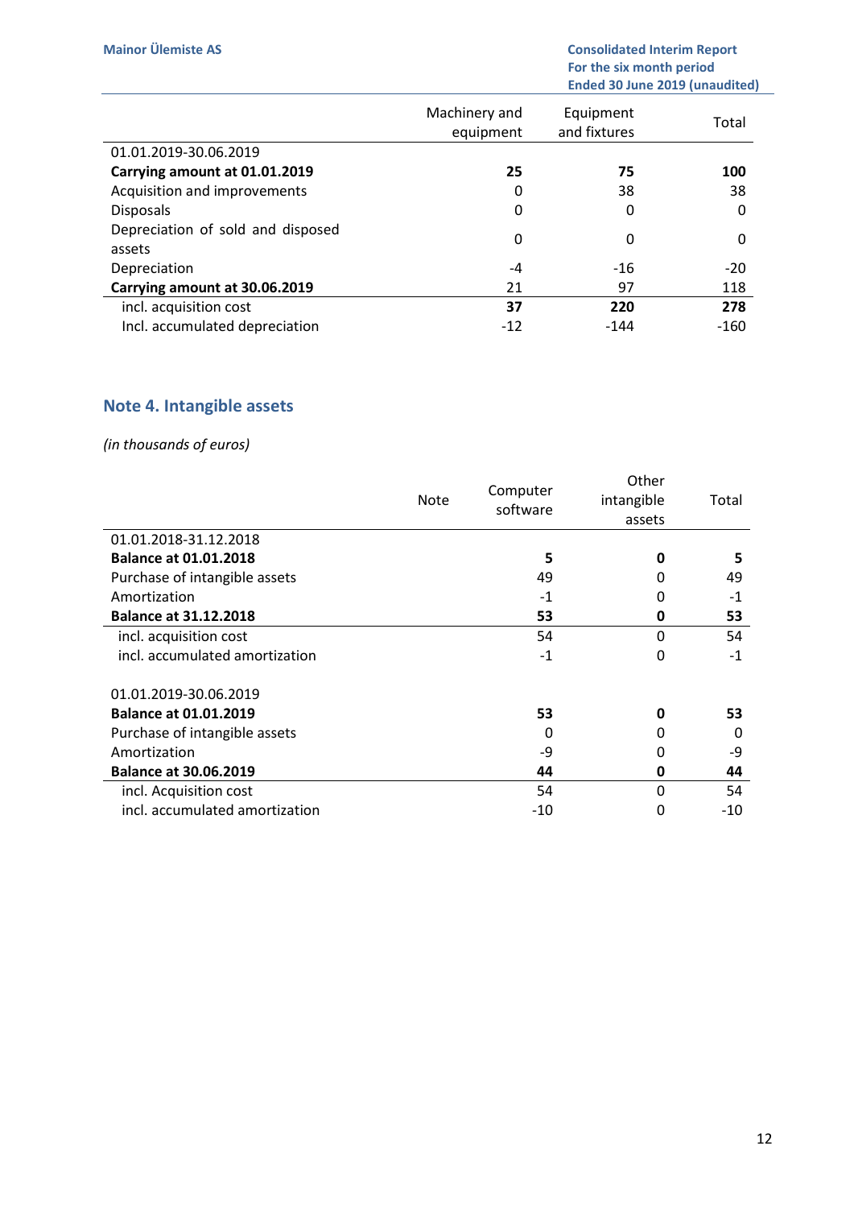| | Machinery and equipment | Equipment and fixtures | Total |
|---|---|---|---|
| 01.01.2019-30.06.2019 | | | |
| **Carrying amount at 01.01.2019** | **25** | **75** | **100** |
| Acquisition and improvements | 0 | 38 | 38 |
| Disposals | 0 | 0 | 0 |
| Depreciation of sold and disposed assets | 0 | 0 | 0 |
| Depreciation | -4 | -16 | -20 |
| **Carrying amount at 30.06.2019** | 21 | 97 | 118 |
| incl. acquisition cost | **37** | **220** | **278** |
| Incl. accumulated depreciation | -12 | -144 | -160 |

## Note 4. Intangible assets

*(in thousands of euros)*

| | Note | Computer software | Other intangible assets | Total |
|---|---|---|---|---|
| 01.01.2018-31.12.2018 | | | | |
| **Balance at 01.01.2018** | | **5** | **0** | **5** |
| Purchase of intangible assets | | 49 | 0 | 49 |
| Amortization | | -1 | 0 | -1 |
| **Balance at 31.12.2018** | | **53** | **0** | **53** |
| incl. acquisition cost | | 54 | 0 | 54 |
| incl. accumulated amortization | | -1 | 0 | -1 |
| | | | | |
| 01.01.2019-30.06.2019 | | | | |
| **Balance at 01.01.2019** | | **53** | **0** | **53** |
| Purchase of intangible assets | | 0 | 0 | 0 |
| Amortization | | -9 | 0 | -9 |
| **Balance at 30.06.2019** | | **44** | **0** | **44** |
| incl. Acquisition cost | | 54 | 0 | 54 |
| incl. accumulated amortization | | -10 | 0 | -10 |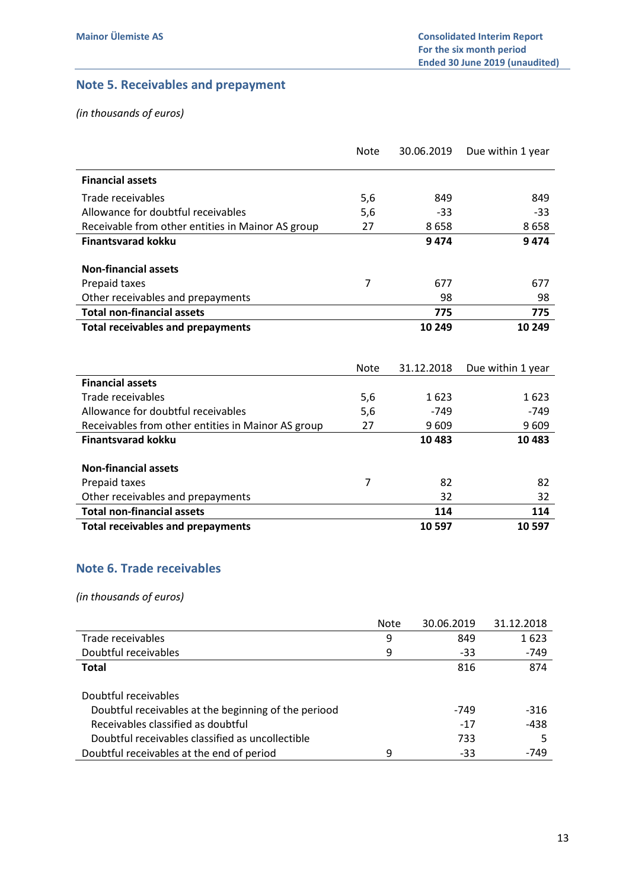## Note 5. Receivables and prepayment

*(in thousands of euros)*

| | Note | 30.06.2019 | Due within 1 year |
|---|---|---|---|
| **Financial assets** | | | |
| Trade receivables | 5,6 | 849 | 849 |
| Allowance for doubtful receivables | 5,6 | -33 | -33 |
| Receivable from other entities in Mainor AS group | 27 | 8 658 | 8 658 |
| **Finantsvarad kokku** | | **9 474** | **9 474** |
| | | | |
| **Non-financial assets** | | | |
| Prepaid taxes | 7 | 677 | 677 |
| Other receivables and prepayments | | 98 | 98 |
| **Total non-financial assets** | | **775** | **775** |
| **Total receivables and prepayments** | | **10 249** | **10 249** |

| | Note | 31.12.2018 | Due within 1 year |
|---|---|---|---|
| **Financial assets** | | | |
| Trade receivables | 5,6 | 1 623 | 1 623 |
| Allowance for doubtful receivables | 5,6 | -749 | -749 |
| Receivables from other entities in Mainor AS group | 27 | 9 609 | 9 609 |
| **Finantsvarad kokku** | | **10 483** | **10 483** |
| | | | |
| **Non-financial assets** | | | |
| Prepaid taxes | 7 | 82 | 82 |
| Other receivables and prepayments | | 32 | 32 |
| **Total non-financial assets** | | **114** | **114** |
| **Total receivables and prepayments** | | **10 597** | **10 597** |

## Note 6. Trade receivables

*(in thousands of euros)*

| | Note | 30.06.2019 | 31.12.2018 |
|---|---|---|---|
| Trade receivables | 9 | 849 | 1 623 |
| Doubtful receivables | 9 | -33 | -749 |
| **Total** | | 816 | 874 |
| | | | |
| Doubtful receivables | | | |
| Doubtful receivables at the beginning of the periood | | -749 | -316 |
| Receivables classified as doubtful | | -17 | -438 |
| Doubtful receivables classified as uncollectible | | 733 | 5 |
| Doubtful receivables at the end of period | 9 | -33 | -749 |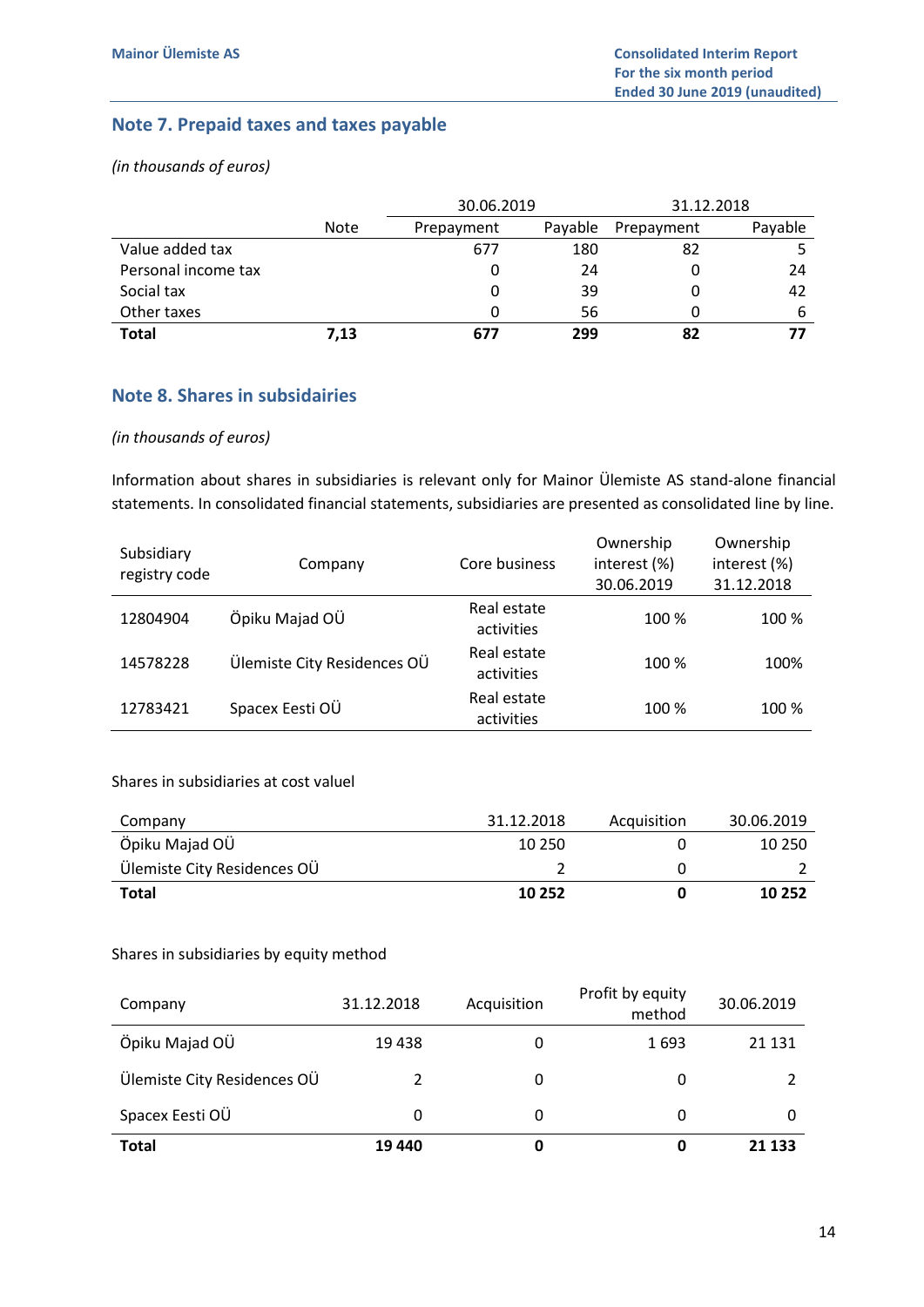## Note 7. Prepaid taxes and taxes payable

*(in thousands of euros)*

| | Note | 30.06.2019 | | 31.12.2018 | |
|---|---|---|---|---|---|
| | | Prepayment | Payable | Prepayment | Payable |
| Value added tax | | 677 | 180 | 82 | 5 |
| Personal income tax | | 0 | 24 | 0 | 24 |
| Social tax | | 0 | 39 | 0 | 42 |
| Other taxes | | 0 | 56 | 0 | 6 |
| **Total** | **7,13** | **677** | **299** | **82** | **77** |

## Note 8. Shares in subsidiaries

*(in thousands of euros)*

Information about shares in subsidiaries is relevant only for Mainor Ülemiste AS stand-alone financial statements. In consolidated financial statements, subsidiaries are presented as consolidated line by line.

| Subsidiary registry code | Company | Core business | Ownership interest (%) 30.06.2019 | Ownership interest (%) 31.12.2018 |
|---|---|---|---|---|
| 12804904 | Öpiku Majad OÜ | Real estate activities | 100 % | 100 % |
| 14578228 | Ülemiste City Residences OÜ | Real estate activities | 100 % | 100% |
| 12783421 | Spacex Eesti OÜ | Real estate activities | 100 % | 100 % |

Shares in subsidiaries at cost valuel

| Company | 31.12.2018 | Acquisition | 30.06.2019 |
|---|---|---|---|
| Öpiku Majad OÜ | 10 250 | 0 | 10 250 |
| Ülemiste City Residences OÜ | 2 | 0 | 2 |
| **Total** | **10 252** | **0** | **10 252** |

Shares in subsidiaries by equity method

| Company | 31.12.2018 | Acquisition | Profit by equity method | 30.06.2019 |
|---|---|---|---|---|
| Öpiku Majad OÜ | 19 438 | 0 | 1 693 | 21 131 |
| Ülemiste City Residences OÜ | 2 | 0 | 0 | 2 |
| Spacex Eesti OÜ | 0 | 0 | 0 | 0 |
| **Total** | **19 440** | **0** | **0** | **21 133** |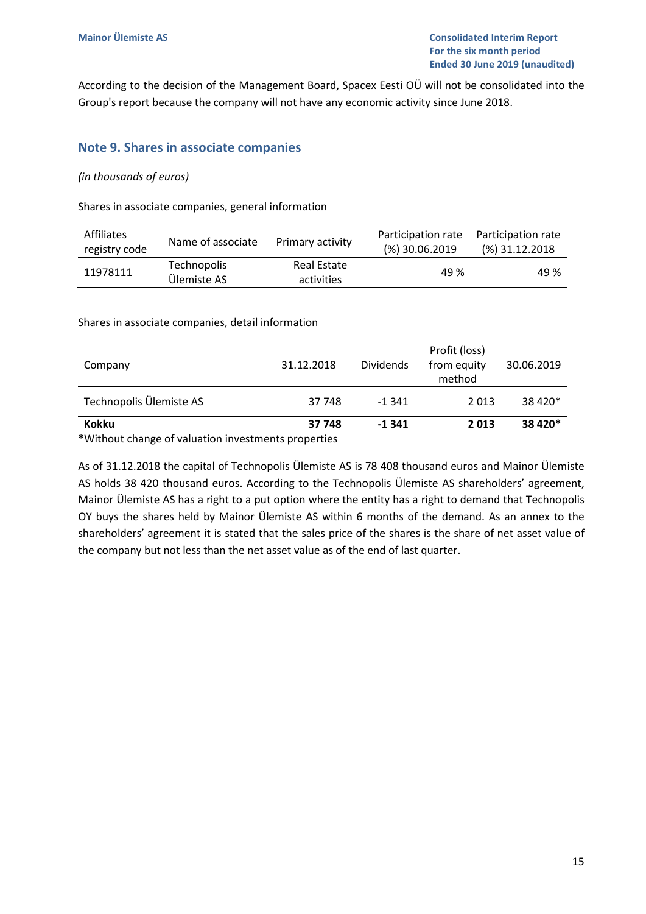According to the decision of the Management Board, Spacex Eesti OÜ will not be consolidated into the Group's report because the company will not have any economic activity since June 2018.

## Note 9. Shares in associate companies

*(in thousands of euros)*

Shares in associate companies, general information

| Affiliates registry code | Name of associate | Primary activity | Participation rate (%) 30.06.2019 | Participation rate (%) 31.12.2018 |
|---|---|---|---|---|
| 11978111 | Technopolis Ülemiste AS | Real Estate activities | 49 % | 49 % |

Shares in associate companies, detail information

| Company | 31.12.2018 | Dividends | Profit (loss) from equity method | 30.06.2019 |
|---|---|---|---|---|
| Technopolis Ülemiste AS | 37 748 | -1 341 | 2 013 | 38 420* |
| **Kokku** | **37 748** | **-1 341** | **2 013** | **38 420*** |

*Without change of valuation investments properties

As of 31.12.2018 the capital of Technopolis Ülemiste AS is 78 408 thousand euros and Mainor Ülemiste AS holds 38 420 thousand euros. According to the Technopolis Ülemiste AS shareholders' agreement, Mainor Ülemiste AS has a right to a put option where the entity has a right to demand that Technopolis OY buys the shares held by Mainor Ülemiste AS within 6 months of the demand. As an annex to the shareholders' agreement it is stated that the sales price of the shares is the share of net asset value of the company but not less than the net asset value as of the end of last quarter.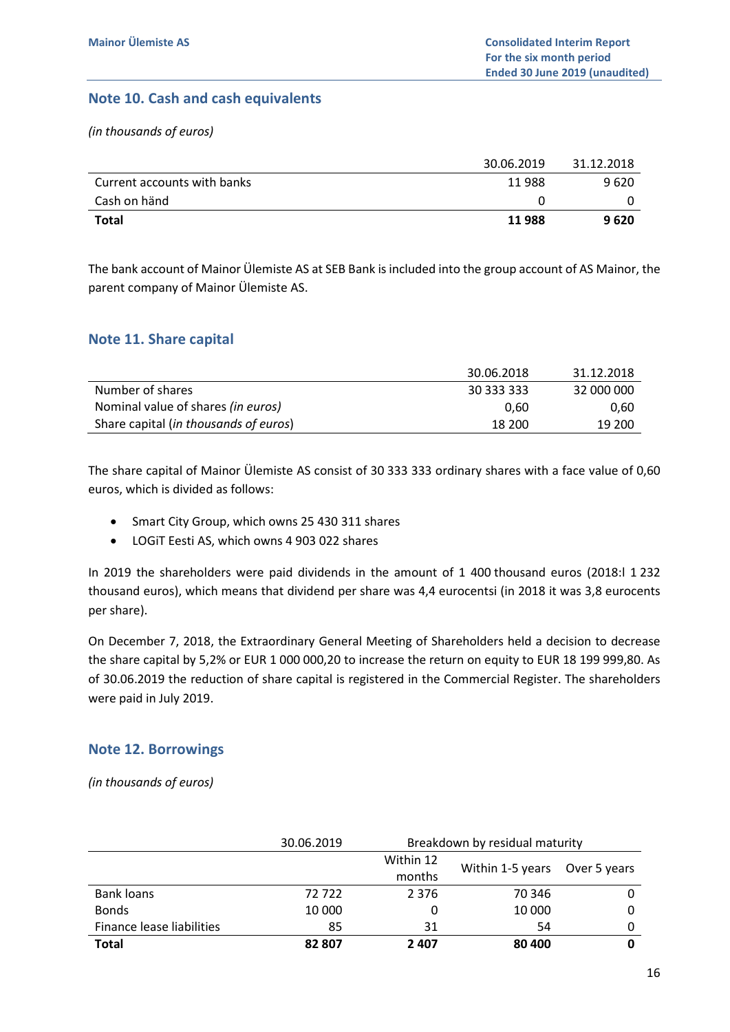## Note 10. Cash and cash equivalents

*(in thousands of euros)*

| | 30.06.2019 | 31.12.2018 |
|---|---|---|
| Current accounts with banks | 11 988 | 9 620 |
| Cash on händ | 0 | 0 |
| **Total** | **11 988** | **9 620** |

The bank account of Mainor Ülemiste AS at SEB Bank is included into the group account of AS Mainor, the parent company of Mainor Ülemiste AS.

## Note 11. Share capital

| | 30.06.2018 | 31.12.2018 |
|---|---|---|
| Number of shares | 30 333 333 | 32 000 000 |
| Nominal value of shares *(in euros)* | 0,60 | 0,60 |
| Share capital (*in thousands of euros*) | 18 200 | 19 200 |

The share capital of Mainor Ülemiste AS consist of 30 333 333 ordinary shares with a face value of 0,60 euros, which is divided as follows:

- Smart City Group, which owns 25 430 311 shares
- LOGiT Eesti AS, which owns 4 903 022 shares

In 2019 the shareholders were paid dividends in the amount of 1 400 thousand euros (2018:l 1 232 thousand euros), which means that dividend per share was 4,4 eurocentsi (in 2018 it was 3,8 eurocents per share).

On December 7, 2018, the Extraordinary General Meeting of Shareholders held a decision to decrease the share capital by 5,2% or EUR 1 000 000,20 to increase the return on equity to EUR 18 199 999,80. As of 30.06.2019 the reduction of share capital is registered in the Commercial Register. The shareholders were paid in July 2019.

## Note 12. Borrowings

*(in thousands of euros)*

| | 30.06.2019 | Breakdown by residual maturity | | |
|---|---|---|---|---|
| | | Within 12 months | Within 1-5 years | Over 5 years |
| Bank loans | 72 722 | 2 376 | 70 346 | 0 |
| Bonds | 10 000 | 0 | 10 000 | 0 |
| Finance lease liabilities | 85 | 31 | 54 | 0 |
| **Total** | **82 807** | **2 407** | **80 400** | **0** |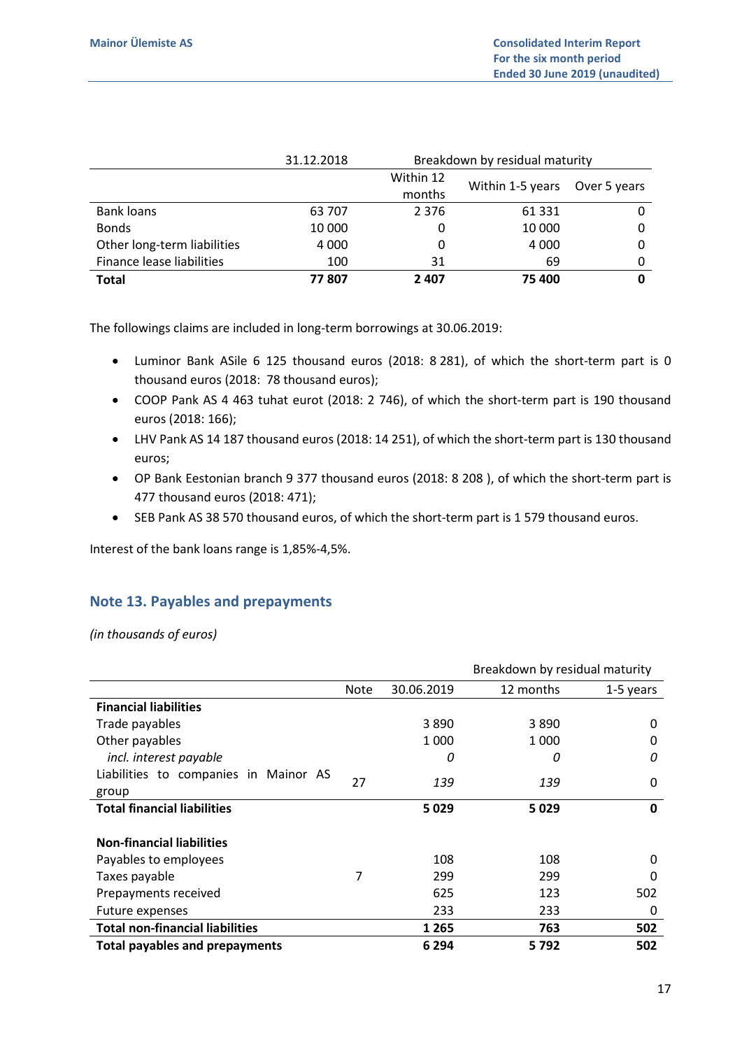| | 31.12.2018 | Breakdown by residual maturity | | |
|---|---|---|---|---|
| | | Within 12 months | Within 1-5 years | Over 5 years |
| Bank loans | 63 707 | 2 376 | 61 331 | 0 |
| Bonds | 10 000 | 0 | 10 000 | 0 |
| Other long-term liabilities | 4 000 | 0 | 4 000 | 0 |
| Finance lease liabilities | 100 | 31 | 69 | 0 |
| **Total** | **77 807** | **2 407** | **75 400** | **0** |

The followings claims are included in long-term borrowings at 30.06.2019:

- Luminor Bank ASile 6 125 thousand euros (2018: 8 281), of which the short-term part is 0 thousand euros (2018: 78 thousand euros);
- COOP Pank AS 4 463 tuhat eurot (2018: 2 746), of which the short-term part is 190 thousand euros (2018: 166);
- LHV Pank AS 14 187 thousand euros (2018: 14 251), of which the short-term part is 130 thousand euros;
- OP Bank Eestonian branch 9 377 thousand euros (2018: 8 208 ), of which the short-term part is 477 thousand euros (2018: 471);
- SEB Pank AS 38 570 thousand euros, of which the short-term part is 1 579 thousand euros.

Interest of the bank loans range is 1,85%-4,5%.

## Note 13. Payables and prepayments

*(in thousands of euros)*

| | Note | 30.06.2019 | Breakdown by residual maturity 12 months | 1-5 years |
|---|---|---|---|---|
| **Financial liabilities** | | | | |
| Trade payables | | 3 890 | 3 890 | 0 |
| Other payables | | 1 000 | 1 000 | 0 |
| *incl. interest payable* | | *0* | *0* | *0* |
| Liabilities to companies in Mainor AS group | 27 | *139* | *139* | 0 |
| **Total financial liabilities** | | **5 029** | **5 029** | **0** |
| | | | | |
| **Non-financial liabilities** | | | | |
| Payables to employees | | 108 | 108 | 0 |
| Taxes payable | 7 | 299 | 299 | 0 |
| Prepayments received | | 625 | 123 | 502 |
| Future expenses | | 233 | 233 | 0 |
| **Total non-financial liabilities** | | **1 265** | **763** | **502** |
| **Total payables and prepayments** | | **6 294** | **5 792** | **502** |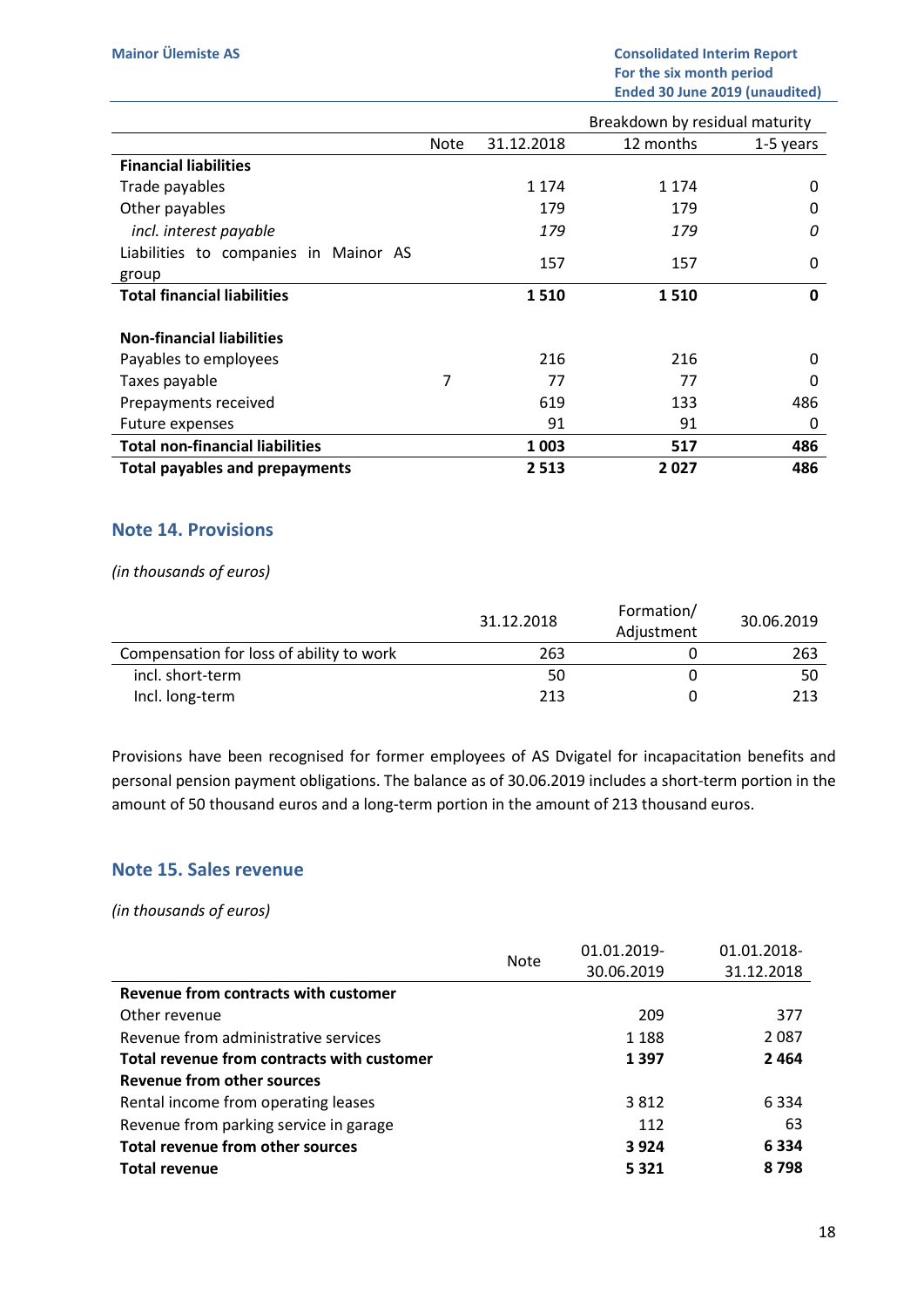| | Note | 31.12.2018 | Breakdown by residual maturity | |
|---|---|---|---|---|
| | | | 12 months | 1-5 years |
| **Financial liabilities** | | | | |
| Trade payables | | 1 174 | 1 174 | 0 |
| Other payables | | 179 | 179 | 0 |
| *incl. interest payable* | | *179* | *179* | *0* |
| Liabilities to companies in Mainor AS group | | 157 | 157 | 0 |
| **Total financial liabilities** | | **1 510** | **1 510** | **0** |
| | | | | |
| **Non-financial liabilities** | | | | |
| Payables to employees | | 216 | 216 | 0 |
| Taxes payable | 7 | 77 | 77 | 0 |
| Prepayments received | | 619 | 133 | 486 |
| Future expenses | | 91 | 91 | 0 |
| **Total non-financial liabilities** | | **1 003** | **517** | **486** |
| **Total payables and prepayments** | | **2 513** | **2 027** | **486** |

## Note 14. Provisions

*(in thousands of euros)*

| | 31.12.2018 | Formation/ Adjustment | 30.06.2019 |
|---|---|---|---|
| Compensation for loss of ability to work | 263 | 0 | 263 |
| incl. short-term | 50 | 0 | 50 |
| Incl. long-term | 213 | 0 | 213 |

Provisions have been recognised for former employees of AS Dvigatel for incapacitation benefits and personal pension payment obligations. The balance as of 30.06.2019 includes a short-term portion in the amount of 50 thousand euros and a long-term portion in the amount of 213 thousand euros.

## Note 15. Sales revenue

*(in thousands of euros)*

| | Note | 01.01.2019-30.06.2019 | 01.01.2018-31.12.2018 |
|---|---|---|---|
| **Revenue from contracts with customer** | | | |
| Other revenue | | 209 | 377 |
| Revenue from administrative services | | 1 188 | 2 087 |
| **Total revenue from contracts with customer** | | **1 397** | **2 464** |
| **Revenue from other sources** | | | |
| Rental income from operating leases | | 3 812 | 6 334 |
| Revenue from parking service in garage | | 112 | 63 |
| **Total revenue from other sources** | | **3 924** | **6 334** |
| **Total revenue** | | **5 321** | **8 798** |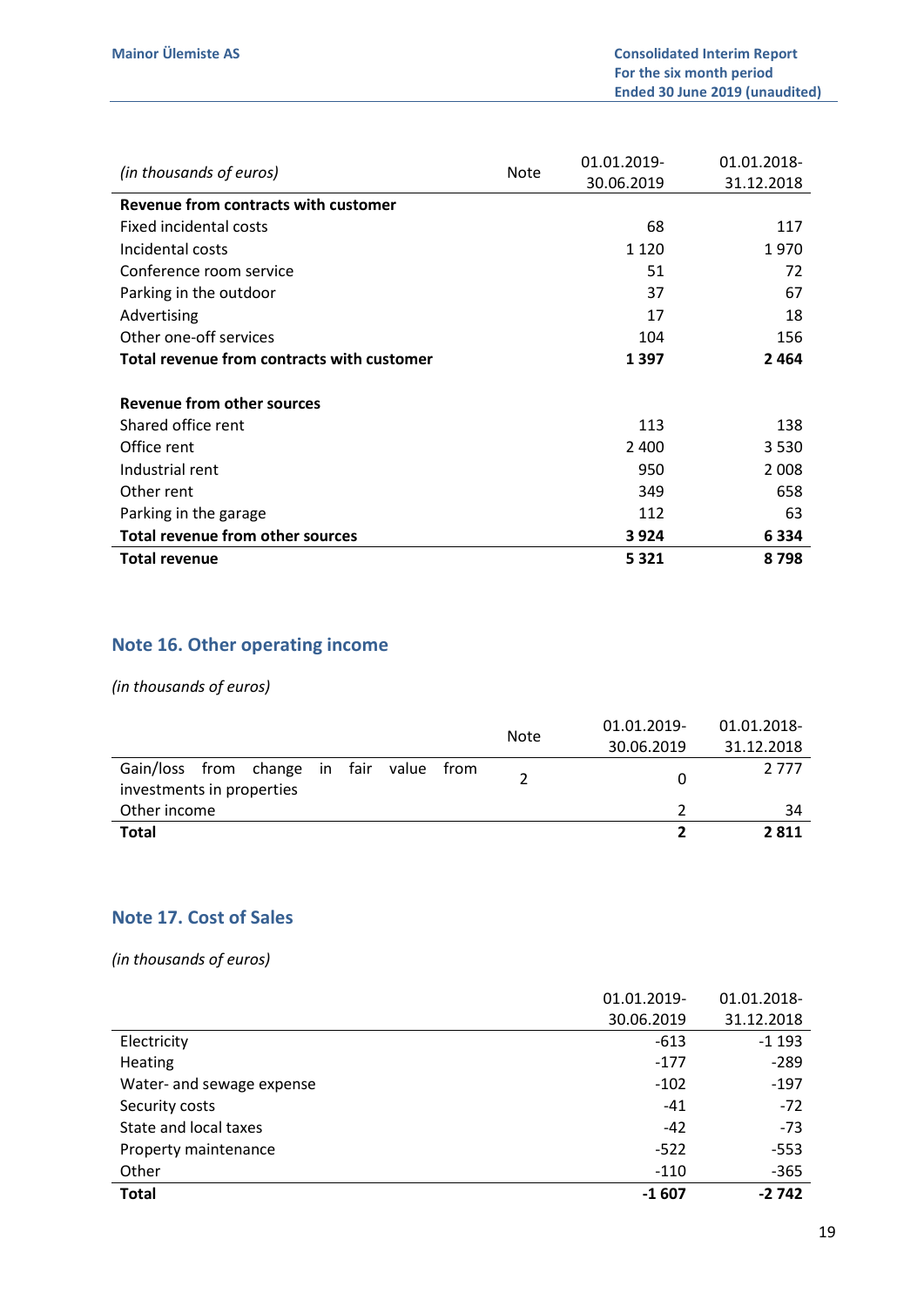| *(in thousands of euros)* | Note | 01.01.2019-30.06.2019 | 01.01.2018-31.12.2018 |
|---|---|---|---|
| **Revenue from contracts with customer** | | | |
| Fixed incidental costs | | 68 | 117 |
| Incidental costs | | 1 120 | 1 970 |
| Conference room service | | 51 | 72 |
| Parking in the outdoor | | 37 | 67 |
| Advertising | | 17 | 18 |
| Other one-off services | | 104 | 156 |
| **Total revenue from contracts with customer** | | **1 397** | **2 464** |
| | | | |
| **Revenue from other sources** | | | |
| Shared office rent | | 113 | 138 |
| Office rent | | 2 400 | 3 530 |
| Industrial rent | | 950 | 2 008 |
| Other rent | | 349 | 658 |
| Parking in the garage | | 112 | 63 |
| **Total revenue from other sources** | | **3 924** | **6 334** |
| **Total revenue** | | **5 321** | **8 798** |

## Note 16. Other operating income

*(in thousands of euros)*

| | Note | 01.01.2019-30.06.2019 | 01.01.2018-31.12.2018 |
|---|---|---|---|
| Gain/loss from change in fair value from investments in properties | 2 | 0 | 2 777 |
| Other income | | 2 | 34 |
| **Total** | | **2** | **2 811** |

## Note 17. Cost of Sales

*(in thousands of euros)*

| | 01.01.2019-30.06.2019 | 01.01.2018-31.12.2018 |
|---|---|---|
| Electricity | -613 | -1 193 |
| Heating | -177 | -289 |
| Water- and sewage expense | -102 | -197 |
| Security costs | -41 | -72 |
| State and local taxes | -42 | -73 |
| Property maintenance | -522 | -553 |
| Other | -110 | -365 |
| **Total** | **-1 607** | **-2 742** |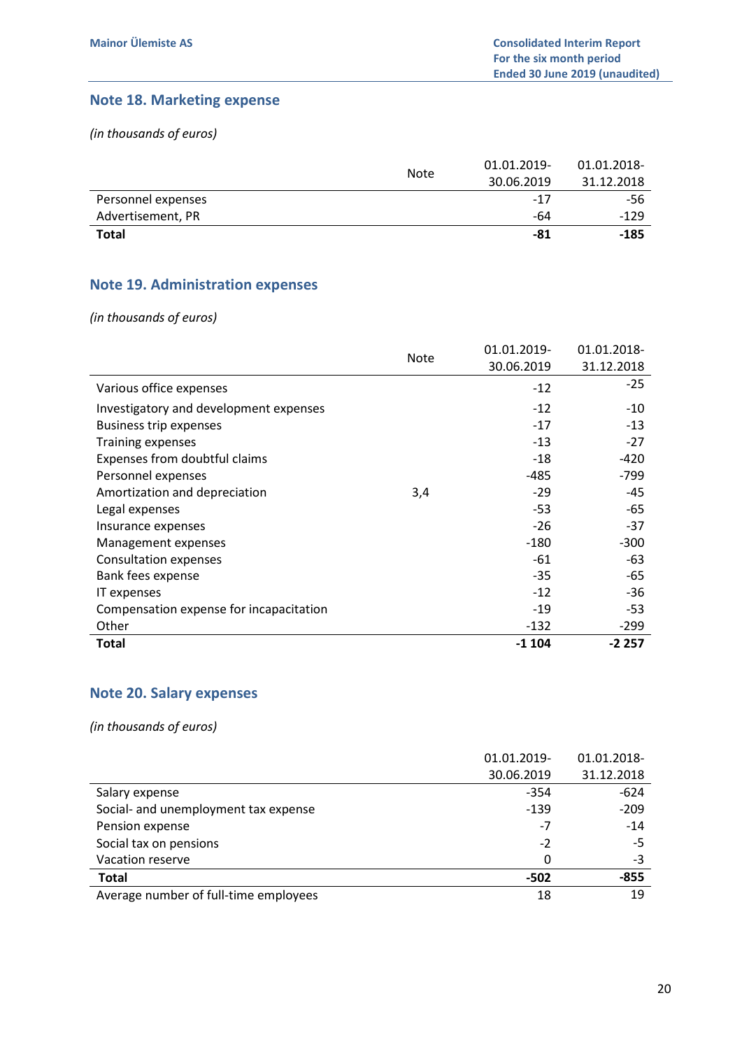## Note 18. Marketing expense

*(in thousands of euros)*

| | Note | 01.01.2019-30.06.2019 | 01.01.2018-31.12.2018 |
|---|---|---|---|
| Personnel expenses | | -17 | -56 |
| Advertisement, PR | | -64 | -129 |
| **Total** | | **-81** | **-185** |

## Note 19. Administration expenses

*(in thousands of euros)*

| | Note | 01.01.2019-30.06.2019 | 01.01.2018-31.12.2018 |
|---|---|---|---|
| Various office expenses | | -12 | -25 |
| Investigatory and development expenses | | -12 | -10 |
| Business trip expenses | | -17 | -13 |
| Training expenses | | -13 | -27 |
| Expenses from doubtful claims | | -18 | -420 |
| Personnel expenses | | -485 | -799 |
| Amortization and depreciation | 3,4 | -29 | -45 |
| Legal expenses | | -53 | -65 |
| Insurance expenses | | -26 | -37 |
| Management expenses | | -180 | -300 |
| Consultation expenses | | -61 | -63 |
| Bank fees expense | | -35 | -65 |
| IT expenses | | -12 | -36 |
| Compensation expense for incapacitation | | -19 | -53 |
| Other | | -132 | -299 |
| **Total** | | **-1 104** | **-2 257** |

## Note 20. Salary expenses

*(in thousands of euros)*

| | 01.01.2019-30.06.2019 | 01.01.2018-31.12.2018 |
|---|---|---|
| Salary expense | -354 | -624 |
| Social- and unemployment tax expense | -139 | -209 |
| Pension expense | -7 | -14 |
| Social tax on pensions | -2 | -5 |
| Vacation reserve | 0 | -3 |
| **Total** | **-502** | **-855** |
| Average number of full-time employees | 18 | 19 |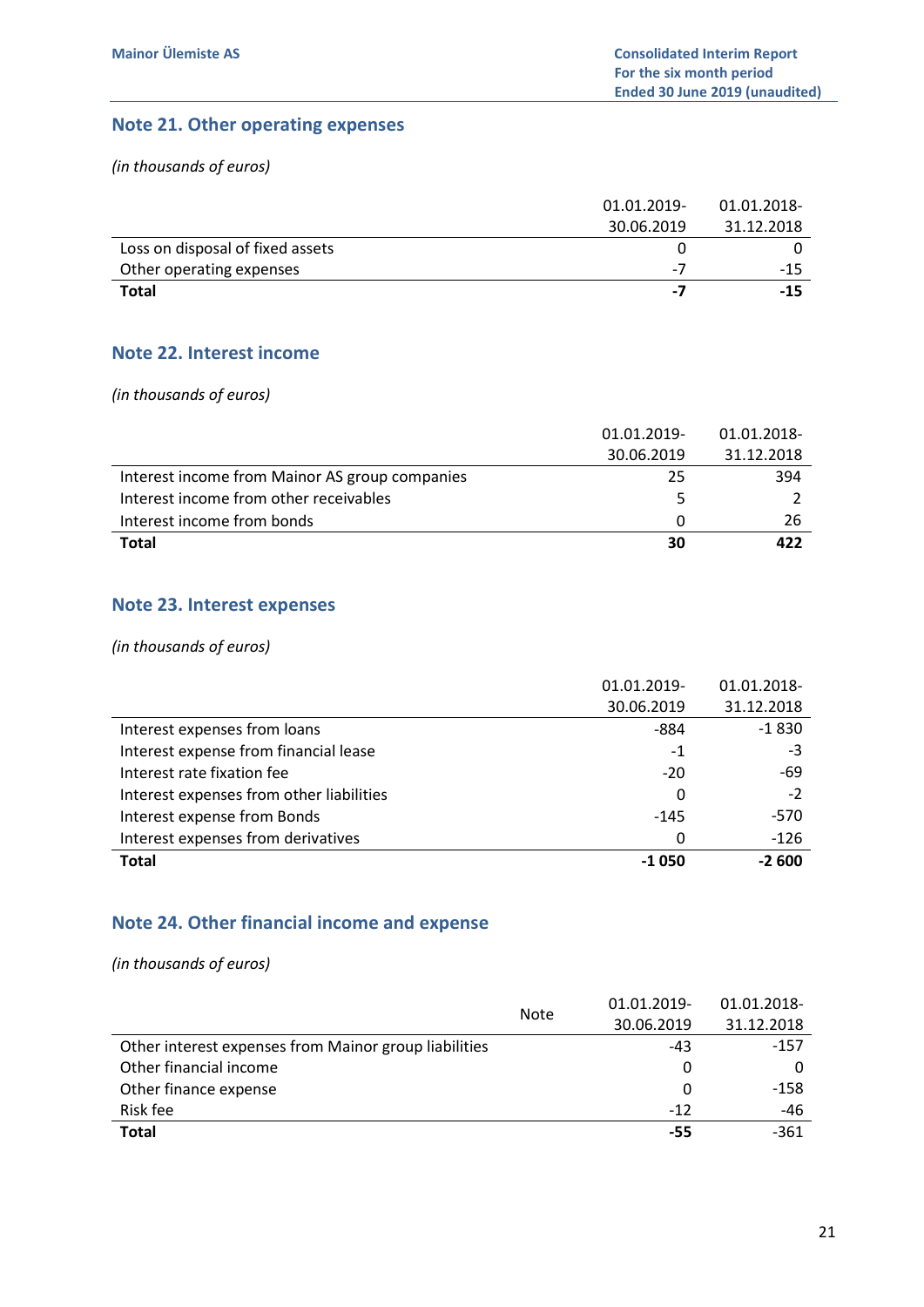## Note 21. Other operating expenses

*(in thousands of euros)*

| | 01.01.2019-30.06.2019 | 01.01.2018-31.12.2018 |
|---|---|---|
| Loss on disposal of fixed assets | 0 | 0 |
| Other operating expenses | -7 | -15 |
| **Total** | **-7** | **-15** |

## Note 22. Interest income

*(in thousands of euros)*

| | 01.01.2019-30.06.2019 | 01.01.2018-31.12.2018 |
|---|---|---|
| Interest income from Mainor AS group companies | 25 | 394 |
| Interest income from other receivables | 5 | 2 |
| Interest income from bonds | 0 | 26 |
| **Total** | **30** | **422** |

## Note 23. Interest expenses

*(in thousands of euros)*

| | 01.01.2019-30.06.2019 | 01.01.2018-31.12.2018 |
|---|---|---|
| Interest expenses from loans | -884 | -1 830 |
| Interest expense from financial lease | -1 | -3 |
| Interest rate fixation fee | -20 | -69 |
| Interest expenses from other liabilities | 0 | -2 |
| Interest expense from Bonds | -145 | -570 |
| Interest expenses from derivatives | 0 | -126 |
| **Total** | **-1 050** | **-2 600** |

## Note 24. Other financial income and expense

*(in thousands of euros)*

| | Note | 01.01.2019-30.06.2019 | 01.01.2018-31.12.2018 |
|---|---|---|---|
| Other interest expenses from Mainor group liabilities | | -43 | -157 |
| Other financial income | | 0 | 0 |
| Other finance expense | | 0 | -158 |
| Risk fee | | -12 | -46 |
| **Total** | | **-55** | -361 |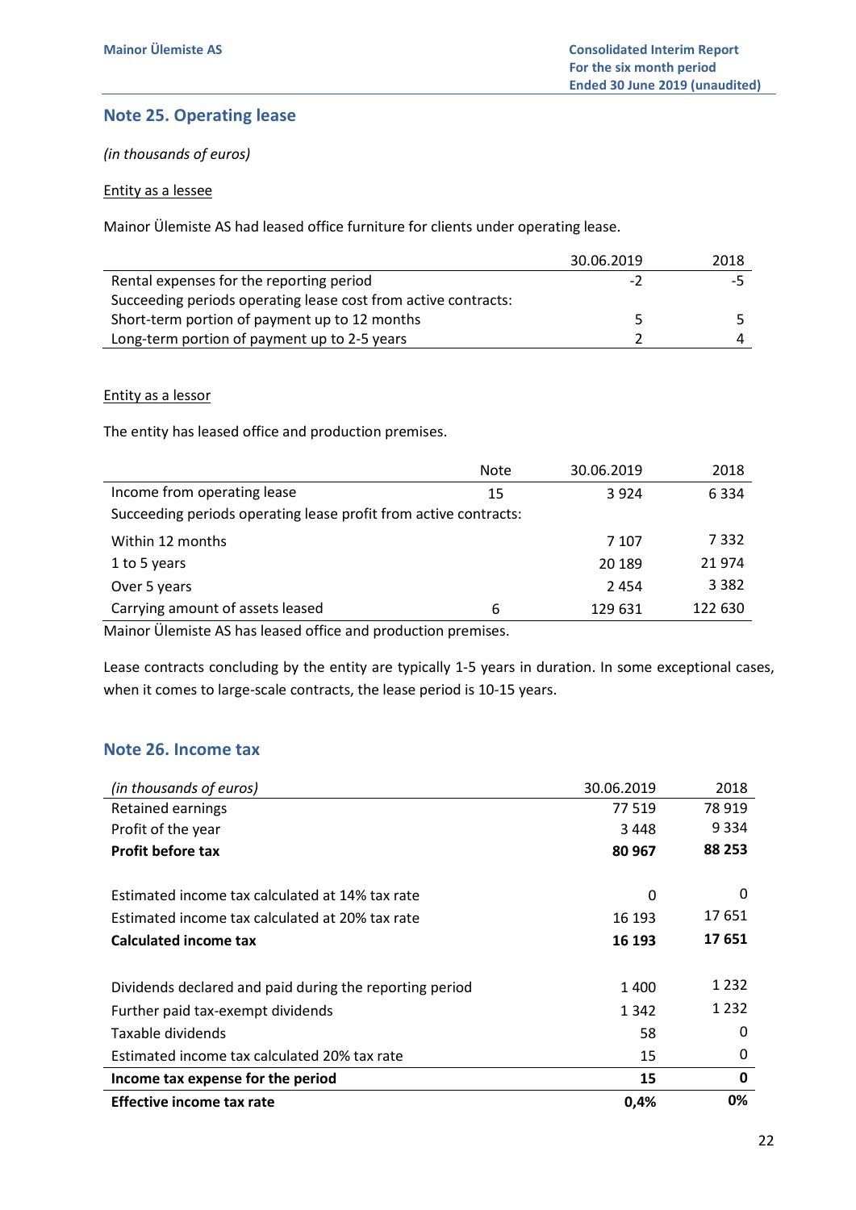## Note 25. Operating lease

*(in thousands of euros)*

Entity as a lessee

Mainor Ülemiste AS had leased office furniture for clients under operating lease.

| | 30.06.2019 | 2018 |
|---|---|---|
| Rental expenses for the reporting period | -2 | -5 |
| Succeeding periods operating lease cost from active contracts: | | |
| Short-term portion of payment up to 12 months | 5 | 5 |
| Long-term portion of payment up to 2-5 years | 2 | 4 |

Entity as a lessor

The entity has leased office and production premises.

| | Note | 30.06.2019 | 2018 |
|---|---|---|---|
| Income from operating lease | 15 | 3 924 | 6 334 |
| Succeeding periods operating lease profit from active contracts: | | | |
| Within 12 months | | 7 107 | 7 332 |
| 1 to 5 years | | 20 189 | 21 974 |
| Over 5 years | | 2 454 | 3 382 |
| Carrying amount of assets leased | 6 | 129 631 | 122 630 |

Mainor Ülemiste AS has leased office and production premises.

Lease contracts concluding by the entity are typically 1-5 years in duration. In some exceptional cases, when it comes to large-scale contracts, the lease period is 10-15 years.

## Note 26. Income tax

| *(in thousands of euros)* | 30.06.2019 | 2018 |
|---|---|---|
| Retained earnings | 77 519 | 78 919 |
| Profit of the year | 3 448 | 9 334 |
| **Profit before tax** | **80 967** | **88 253** |
| | | |
| Estimated income tax calculated at 14% tax rate | 0 | 0 |
| Estimated income tax calculated at 20% tax rate | 16 193 | 17 651 |
| **Calculated income tax** | **16 193** | **17 651** |
| | | |
| Dividends declared and paid during the reporting period | 1 400 | 1 232 |
| Further paid tax-exempt dividends | 1 342 | 1 232 |
| Taxable dividends | 58 | 0 |
| Estimated income tax calculated 20% tax rate | 15 | 0 |
| **Income tax expense for the period** | **15** | **0** |
| **Effective income tax rate** | **0,4%** | **0%** |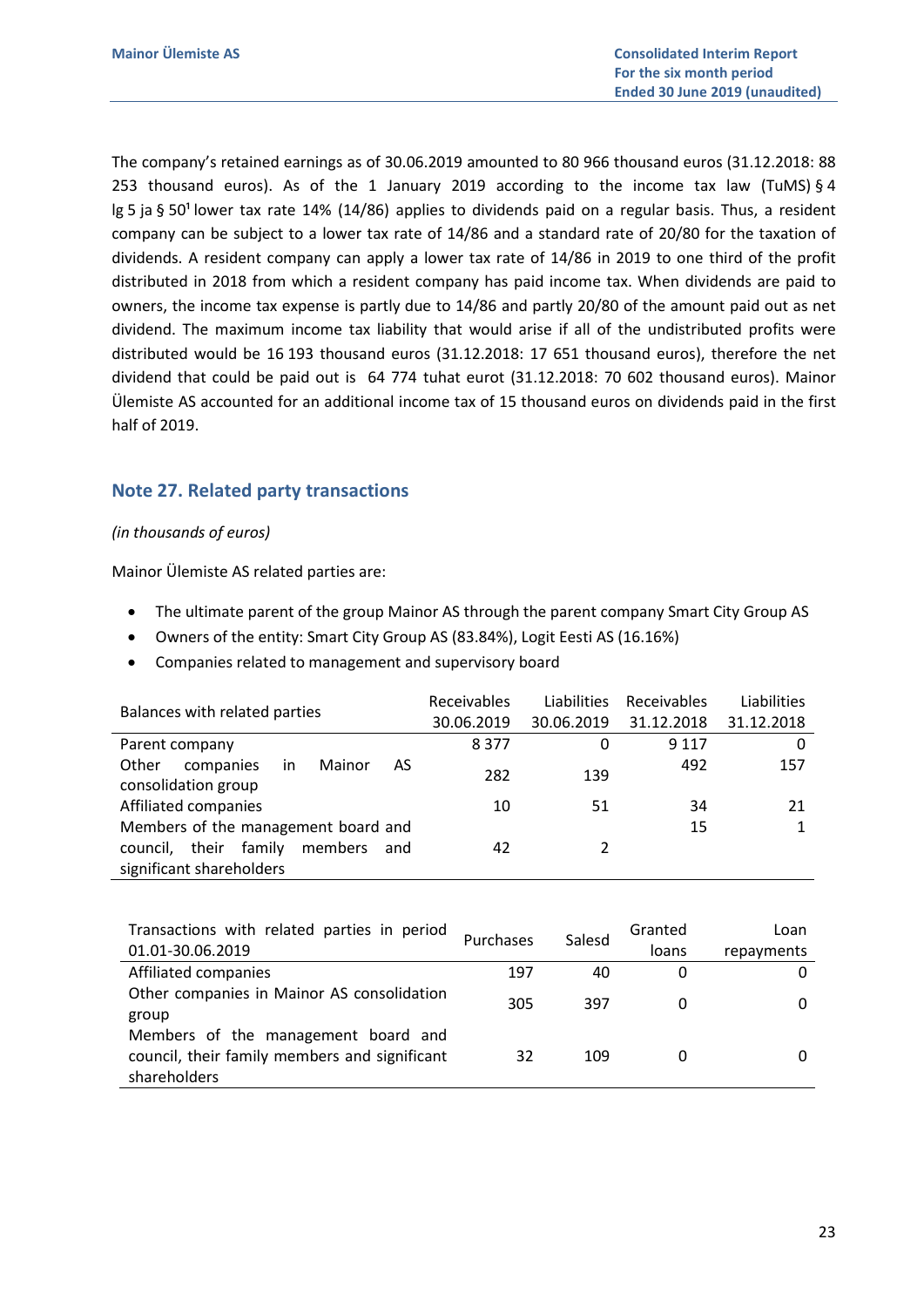The company's retained earnings as of 30.06.2019 amounted to 80 966 thousand euros (31.12.2018: 88 253 thousand euros). As of the 1 January 2019 according to the income tax law (TuMS) § 4 lg 5 ja § 50¹ lower tax rate 14% (14/86) applies to dividends paid on a regular basis. Thus, a resident company can be subject to a lower tax rate of 14/86 and a standard rate of 20/80 for the taxation of dividends. A resident company can apply a lower tax rate of 14/86 in 2019 to one third of the profit distributed in 2018 from which a resident company has paid income tax. When dividends are paid to owners, the income tax expense is partly due to 14/86 and partly 20/80 of the amount paid out as net dividend. The maximum income tax liability that would arise if all of the undistributed profits were distributed would be 16 193 thousand euros (31.12.2018: 17 651 thousand euros), therefore the net dividend that could be paid out is 64 774 tuhat eurot (31.12.2018: 70 602 thousand euros). Mainor Ülemiste AS accounted for an additional income tax of 15 thousand euros on dividends paid in the first half of 2019.

## Note 27. Related party transactions

*(in thousands of euros)*

Mainor Ülemiste AS related parties are:

- The ultimate parent of the group Mainor AS through the parent company Smart City Group AS
- Owners of the entity: Smart City Group AS (83.84%), Logit Eesti AS (16.16%)
- Companies related to management and supervisory board

| Balances with related parties | Receivables 30.06.2019 | Liabilities 30.06.2019 | Receivables 31.12.2018 | Liabilities 31.12.2018 |
|---|---|---|---|---|
| Parent company | 8 377 | 0 | 9 117 | 0 |
| Other companies in Mainor AS consolidation group | 282 | 139 | 492 | 157 |
| Affiliated companies | 10 | 51 | 34 | 21 |
| Members of the management board and council, their family members and significant shareholders | 42 | 2 | 15 | 1 |

| Transactions with related parties in period 01.01-30.06.2019 | Purchases | Salesd | Granted loans | Loan repayments |
|---|---|---|---|---|
| Affiliated companies | 197 | 40 | 0 | 0 |
| Other companies in Mainor AS consolidation group | 305 | 397 | 0 | 0 |
| Members of the management board and council, their family members and significant shareholders | 32 | 109 | 0 | 0 |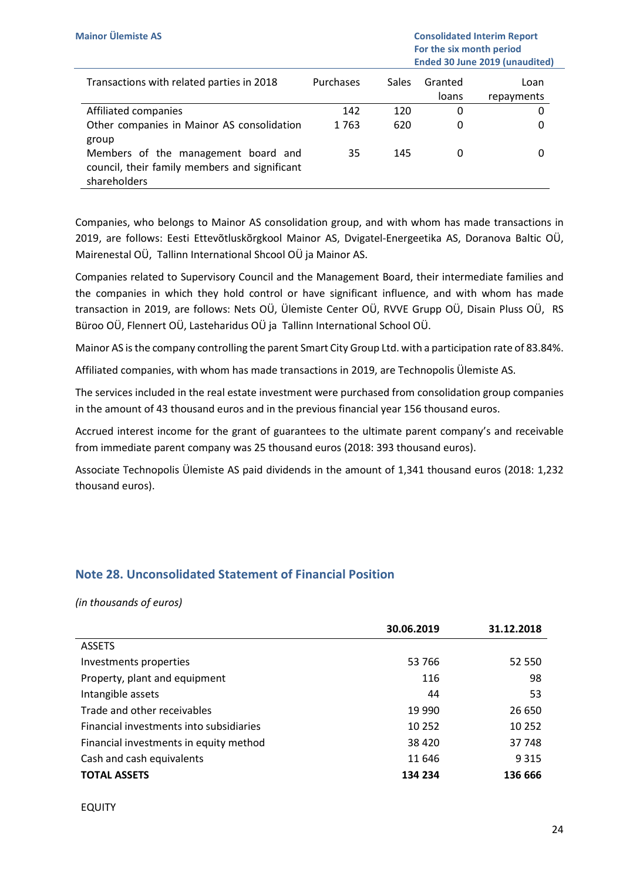| Transactions with related parties in 2018 | Purchases | Sales | Granted loans | Loan repayments |
|---|---|---|---|---|
| Affiliated companies | 142 | 120 | 0 | 0 |
| Other companies in Mainor AS consolidation group | 1 763 | 620 | 0 | 0 |
| Members of the management board and council, their family members and significant shareholders | 35 | 145 | 0 | 0 |

Companies, who belongs to Mainor AS consolidation group, and with whom has made transactions in 2019, are follows: Eesti Ettevõtluskõrgkool Mainor AS, Dvigatel-Energeetika AS, Doranova Baltic OÜ, Mairenestal OÜ, Tallinn International Shcool OÜ ja Mainor AS.

Companies related to Supervisory Council and the Management Board, their intermediate families and the companies in which they hold control or have significant influence, and with whom has made transaction in 2019, are follows: Nets OÜ, Ülemiste Center OÜ, RVVE Grupp OÜ, Disain Pluss OÜ, RS Büroo OÜ, Flennert OÜ, Lasteharidus OÜ ja Tallinn International School OÜ.

Mainor AS is the company controlling the parent Smart City Group Ltd. with a participation rate of 83.84%.

Affiliated companies, with whom has made transactions in 2019, are Technopolis Ülemiste AS.

The services included in the real estate investment were purchased from consolidation group companies in the amount of 43 thousand euros and in the previous financial year 156 thousand euros.

Accrued interest income for the grant of guarantees to the ultimate parent company's and receivable from immediate parent company was 25 thousand euros (2018: 393 thousand euros).

Associate Technopolis Ülemiste AS paid dividends in the amount of 1,341 thousand euros (2018: 1,232 thousand euros).

## Note 28. Unconsolidated Statement of Financial Position

*(in thousands of euros)*

| | **30.06.2019** | **31.12.2018** |
|---|---|---|
| ASSETS | | |
| Investments properties | 53 766 | 52 550 |
| Property, plant and equipment | 116 | 98 |
| Intangible assets | 44 | 53 |
| Trade and other receivables | 19 990 | 26 650 |
| Financial investments into subsidiaries | 10 252 | 10 252 |
| Financial investments in equity method | 38 420 | 37 748 |
| Cash and cash equivalents | 11 646 | 9 315 |
| **TOTAL ASSETS** | **134 234** | **136 666** |

EQUITY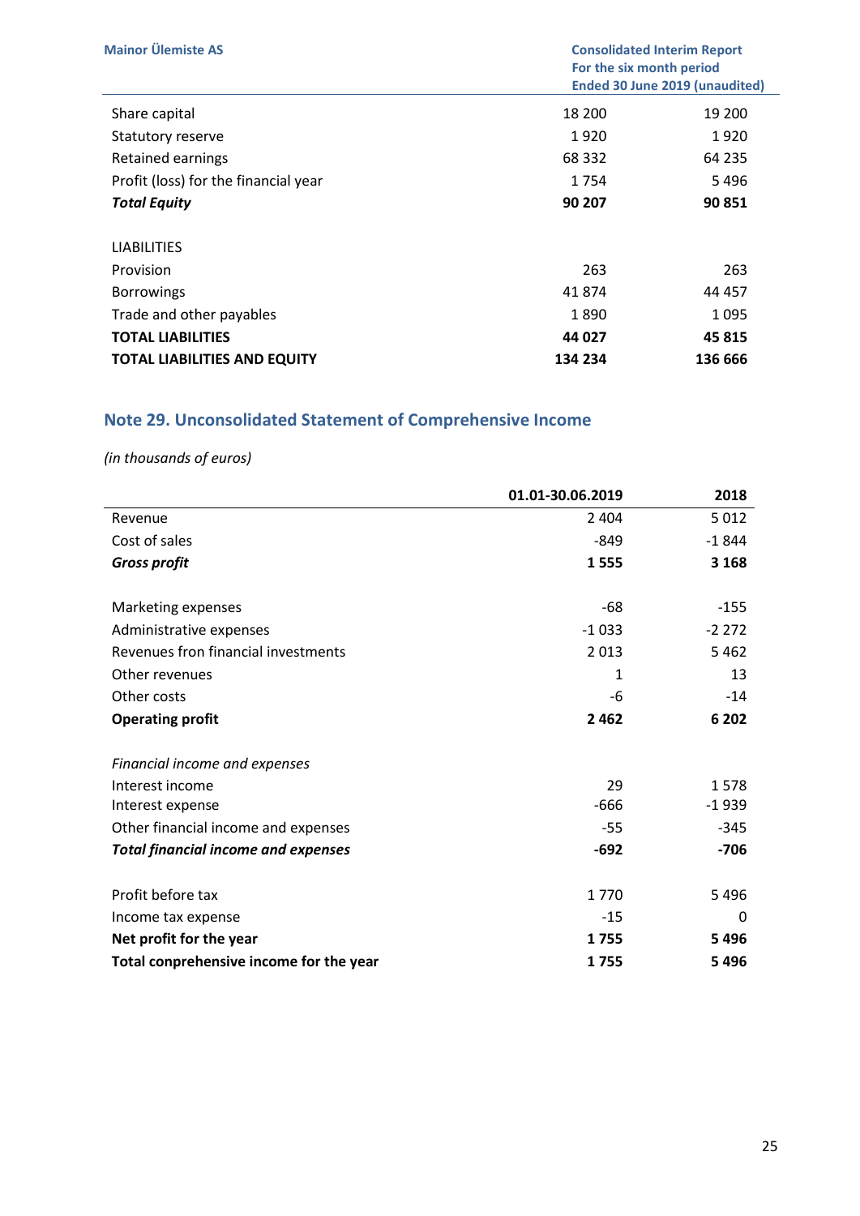| | | |
|---|---|---|
| Share capital | 18 200 | 19 200 |
| Statutory reserve | 1 920 | 1 920 |
| Retained earnings | 68 332 | 64 235 |
| Profit (loss) for the financial year | 1 754 | 5 496 |
| ***Total Equity*** | **90 207** | **90 851** |
| | | |
| LIABILITIES | | |
| Provision | 263 | 263 |
| Borrowings | 41 874 | 44 457 |
| Trade and other payables | 1 890 | 1 095 |
| **TOTAL LIABILITIES** | **44 027** | **45 815** |
| **TOTAL LIABILITIES AND EQUITY** | **134 234** | **136 666** |

## Note 29. Unconsolidated Statement of Comprehensive Income

*(in thousands of euros)*

| | 01.01-30.06.2019 | 2018 |
|---|---|---|
| Revenue | 2 404 | 5 012 |
| Cost of sales | -849 | -1 844 |
| ***Gross profit*** | **1 555** | **3 168** |
| | | |
| Marketing expenses | -68 | -155 |
| Administrative expenses | -1 033 | -2 272 |
| Revenues fron financial investments | 2 013 | 5 462 |
| Other revenues | 1 | 13 |
| Other costs | -6 | -14 |
| **Operating profit** | **2 462** | **6 202** |
| | | |
| *Financial income and expenses* | | |
| Interest income | 29 | 1 578 |
| Interest expense | -666 | -1 939 |
| Other financial income and expenses | -55 | -345 |
| ***Total financial income and expenses*** | **-692** | **-706** |
| | | |
| Profit before tax | 1 770 | 5 496 |
| Income tax expense | -15 | 0 |
| **Net profit for the year** | **1 755** | **5 496** |
| **Total conprehensive income for the year** | **1 755** | **5 496** |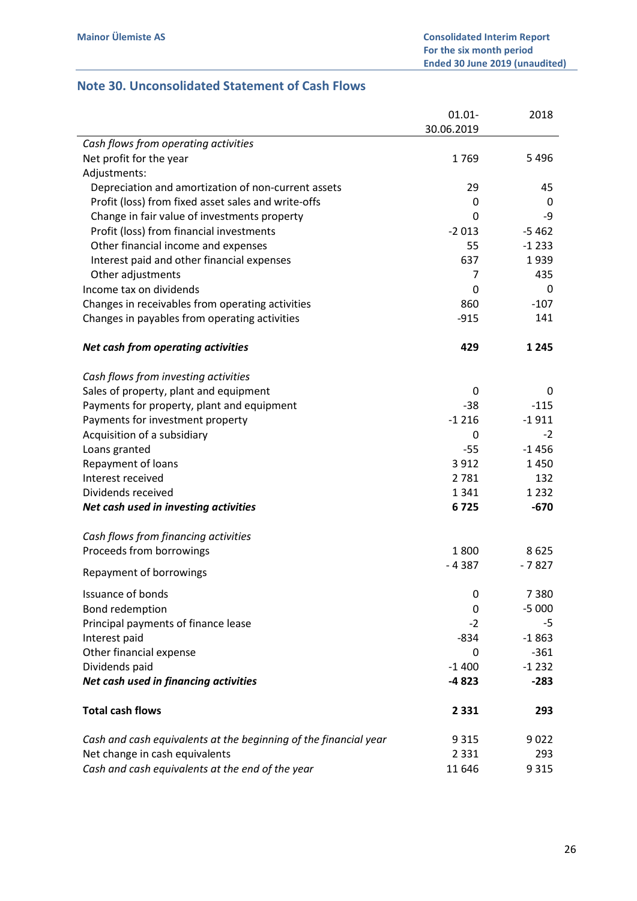## Note 30. Unconsolidated Statement of Cash Flows

| | 01.01-30.06.2019 | 2018 |
|---|---|---|
| *Cash flows from operating activities* | | |
| Net profit for the year | 1 769 | 5 496 |
| Adjustments: | | |
| Depreciation and amortization of non-current assets | 29 | 45 |
| Profit (loss) from fixed asset sales and write-offs | 0 | 0 |
| Change in fair value of investments property | 0 | -9 |
| Profit (loss) from financial investments | -2 013 | -5 462 |
| Other financial income and expenses | 55 | -1 233 |
| Interest paid and other financial expenses | 637 | 1 939 |
| Other adjustments | 7 | 435 |
| Income tax on dividends | 0 | 0 |
| Changes in receivables from operating activities | 860 | -107 |
| Changes in payables from operating activities | -915 | 141 |
| ***Net cash from operating activities*** | **429** | **1 245** |
| *Cash flows from investing activities* | | |
| Sales of property, plant and equipment | 0 | 0 |
| Payments for property, plant and equipment | -38 | -115 |
| Payments for investment property | -1 216 | -1 911 |
| Acquisition of a subsidiary | 0 | -2 |
| Loans granted | -55 | -1 456 |
| Repayment of loans | 3 912 | 1 450 |
| Interest received | 2 781 | 132 |
| Dividends received | 1 341 | 1 232 |
| ***Net cash used in investing activities*** | **6 725** | **-670** |
| *Cash flows from financing activities* | | |
| Proceeds from borrowings | 1 800 | 8 625 |
| Repayment of borrowings | - 4 387 | - 7 827 |
| Issuance of bonds | 0 | 7 380 |
| Bond redemption | 0 | -5 000 |
| Principal payments of finance lease | -2 | -5 |
| Interest paid | -834 | -1 863 |
| Other financial expense | 0 | -361 |
| Dividends paid | -1 400 | -1 232 |
| ***Net cash used in financing activities*** | **-4 823** | **-283** |
| **Total cash flows** | **2 331** | **293** |
| *Cash and cash equivalents at the beginning of the financial year* | 9 315 | 9 022 |
| Net change in cash equivalents | 2 331 | 293 |
| *Cash and cash equivalents at the end of the year* | 11 646 | 9 315 |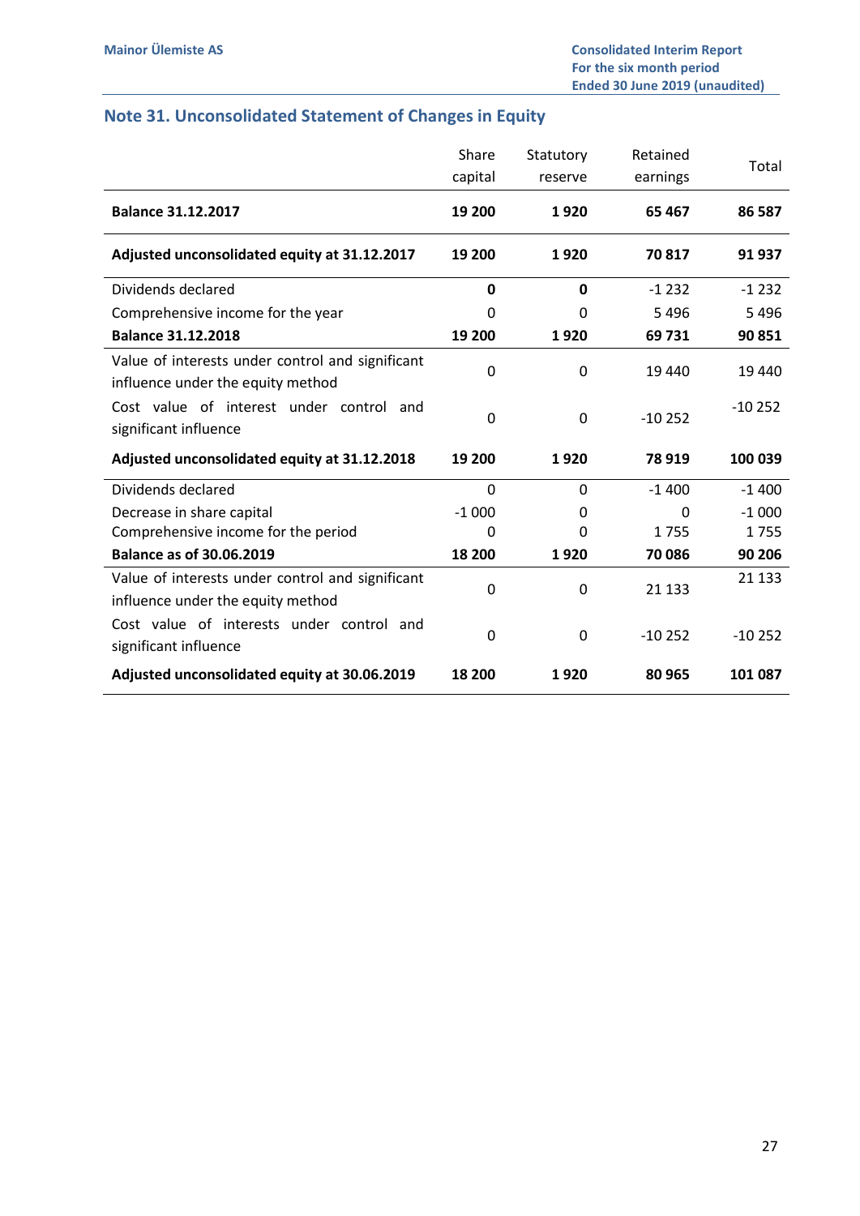## Note 31. Unconsolidated Statement of Changes in Equity

| | Share capital | Statutory reserve | Retained earnings | Total |
|---|---|---|---|---|
| **Balance 31.12.2017** | **19 200** | **1 920** | **65 467** | **86 587** |
| **Adjusted unconsolidated equity at 31.12.2017** | **19 200** | **1 920** | **70 817** | **91 937** |
| Dividends declared | **0** | **0** | -1 232 | -1 232 |
| Comprehensive income for the year | 0 | 0 | 5 496 | 5 496 |
| **Balance 31.12.2018** | **19 200** | **1 920** | **69 731** | **90 851** |
| Value of interests under control and significant influence under the equity method | 0 | 0 | 19 440 | 19 440 |
| Cost value of interest under control and significant influence | 0 | 0 | -10 252 | -10 252 |
| **Adjusted unconsolidated equity at 31.12.2018** | **19 200** | **1 920** | **78 919** | **100 039** |
| Dividends declared | 0 | 0 | -1 400 | -1 400 |
| Decrease in share capital | -1 000 | 0 | 0 | -1 000 |
| Comprehensive income for the period | 0 | 0 | 1 755 | 1 755 |
| **Balance as of 30.06.2019** | **18 200** | **1 920** | **70 086** | **90 206** |
| Value of interests under control and significant influence under the equity method | 0 | 0 | 21 133 | 21 133 |
| Cost value of interests under control and significant influence | 0 | 0 | -10 252 | -10 252 |
| **Adjusted unconsolidated equity at 30.06.2019** | **18 200** | **1 920** | **80 965** | **101 087** |